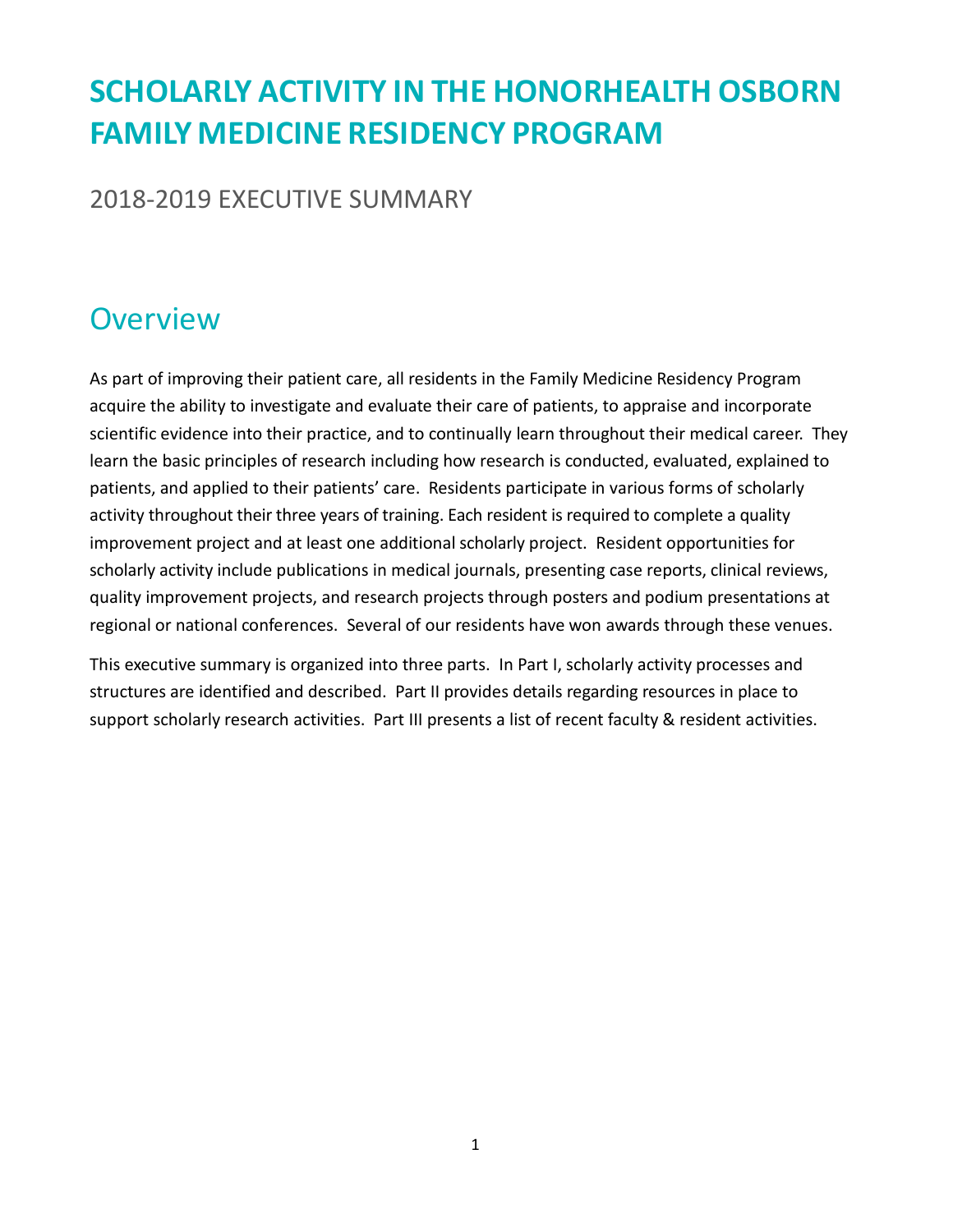# SCHOLARLY ACTIVITY IN THE HONORHEALTH OSBORN FAMILY MEDICINE RESIDENCY PROGRAM

## 2018-2019 EXECUTIVE SUMMARY

## Overview

As part of improving their patient care, all residents in the Family Medicine Residency Program acquire the ability to investigate and evaluate their care of patients, to appraise and incorporate scientific evidence into their practice, and to continually learn throughout their medical career. They learn the basic principles of research including how research is conducted, evaluated, explained to patients, and applied to their patients' care. Residents participate in various forms of scholarly activity throughout their three years of training. Each resident is required to complete a quality improvement project and at least one additional scholarly project. Resident opportunities for scholarly activity include publications in medical journals, presenting case reports, clinical reviews, quality improvement projects, and research projects through posters and podium presentations at regional or national conferences. Several of our residents have won awards through these venues.

This executive summary is organized into three parts. In Part I, scholarly activity processes and structures are identified and described. Part II provides details regarding resources in place to support scholarly research activities. Part III presents a list of recent faculty & resident activities.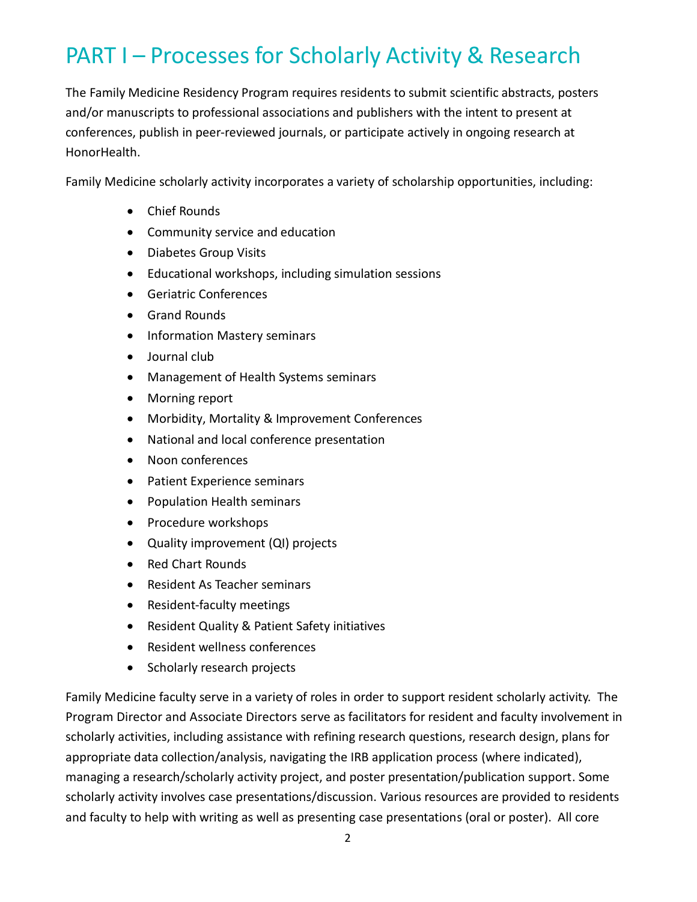# PART I – Processes for Scholarly Activity & Research

The Family Medicine Residency Program requires residents to submit scientific abstracts, posters and/or manuscripts to professional associations and publishers with the intent to present at conferences, publish in peer-reviewed journals, or participate actively in ongoing research at HonorHealth.

Family Medicine scholarly activity incorporates a variety of scholarship opportunities, including:

- Chief Rounds
- Community service and education
- Diabetes Group Visits
- Educational workshops, including simulation sessions
- Geriatric Conferences
- Grand Rounds
- Information Mastery seminars
- Journal club
- Management of Health Systems seminars
- Morning report
- Morbidity, Mortality & Improvement Conferences
- National and local conference presentation
- Noon conferences
- Patient Experience seminars
- Population Health seminars
- Procedure workshops
- Quality improvement (QI) projects
- Red Chart Rounds
- Resident As Teacher seminars
- Resident-faculty meetings
- Resident Quality & Patient Safety initiatives
- Resident wellness conferences
- Scholarly research projects

Family Medicine faculty serve in a variety of roles in order to support resident scholarly activity. The Program Director and Associate Directors serve as facilitators for resident and faculty involvement in scholarly activities, including assistance with refining research questions, research design, plans for appropriate data collection/analysis, navigating the IRB application process (where indicated), managing a research/scholarly activity project, and poster presentation/publication support. Some scholarly activity involves case presentations/discussion. Various resources are provided to residents and faculty to help with writing as well as presenting case presentations (oral or poster). All core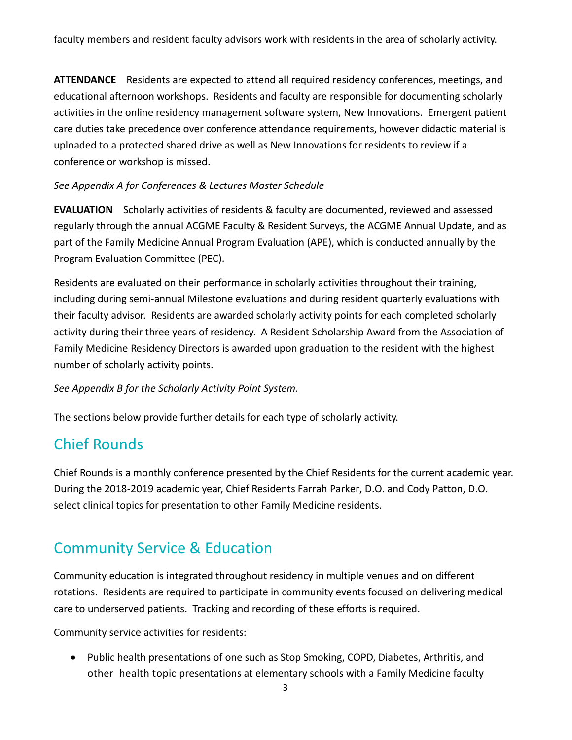faculty members and resident faculty advisors work with residents in the area of scholarly activity.

**ATTENDANCE** Residents are expected to attend all required residency conferences, meetings, and educational afternoon workshops. Residents and faculty are responsible for documenting scholarly activities in the online residency management software system, New Innovations. Emergent patient care duties take precedence over conference attendance requirements, however didactic material is uploaded to a protected shared drive as well as New Innovations for residents to review if a conference or workshop is missed.

*See Appendix A for Conferences & Lectures Master Schedule*

**EVALUATION** Scholarly activities of residents & faculty are documented, reviewed and assessed regularly through the annual ACGME Faculty & Resident Surveys, the ACGME Annual Update, and as part of the Family Medicine Annual Program Evaluation (APE), which is conducted annually by the Program Evaluation Committee (PEC).

Residents are evaluated on their performance in scholarly activities throughout their training, including during semi-annual Milestone evaluations and during resident quarterly evaluations with their faculty advisor. Residents are awarded scholarly activity points for each completed scholarly activity during their three years of residency. A Resident Scholarship Award from the Association of Family Medicine Residency Directors is awarded upon graduation to the resident with the highest number of scholarly activity points.

*See Appendix B for the Scholarly Activity Point System.*

The sections below provide further details for each type of scholarly activity.

## Chief Rounds

Chief Rounds is a monthly conference presented by the Chief Residents for the current academic year. During the 2018-2019 academic year, Chief Residents Farrah Parker, D.O. and Cody Patton, D.O. select clinical topics for presentation to other Family Medicine residents.

## Community Service & Education

Community education is integrated throughout residency in multiple venues and on different rotations. Residents are required to participate in community events focused on delivering medical care to underserved patients. Tracking and recording of these efforts is required.

Community service activities for residents:

- Public health presentations of one such as Stop Smoking, COPD, Diabetes, Arthritis, and other health topic presentations at elementary schools with a Family Medicine faculty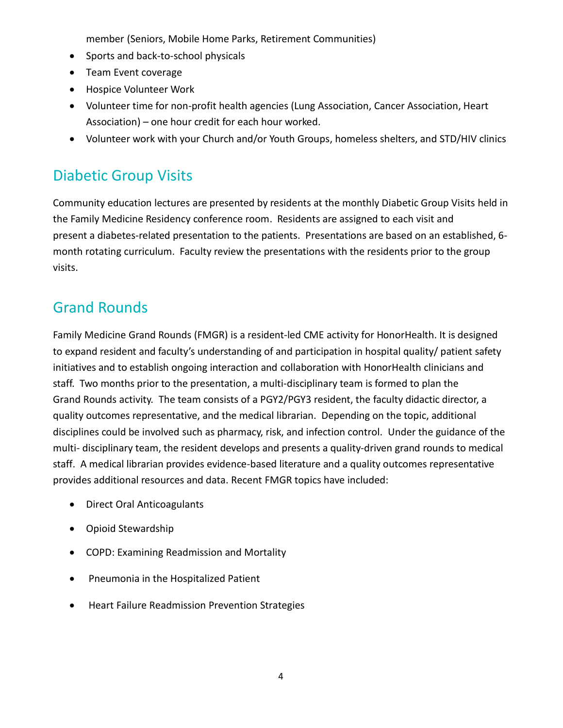member (Seniors, Mobile Home Parks, Retirement Communities)

- Sports and back-to-school physicals
- Team Event coverage
- Hospice Volunteer Work
- Volunteer time for non-profit health agencies (Lung Association, Cancer Association, Heart Association) – one hour credit for each hour worked.
- Volunteer work with your Church and/or Youth Groups, homeless shelters, and STD/HIV clinics

## Diabetic Group Visits

Community education lectures are presented by residents at the monthly Diabetic Group Visits held in the Family Medicine Residency conference room. Residents are assigned to each visit and present a diabetes-related presentation to the patients. Presentations are based on an established, 6-month rotating curriculum. Faculty review the presentations with the residents prior to the group visits.

## Grand Rounds

Family Medicine Grand Rounds (FMGR) is a resident-led CME activity for HonorHealth. It is designed to expand resident and faculty's understanding of and participation in hospital quality/ patient safety initiatives and to establish ongoing interaction and collaboration with HonorHealth clinicians and staff. Two months prior to the presentation, a multi-disciplinary team is formed to plan the Grand Rounds activity. The team consists of a PGY2/PGY3 resident, the faculty didactic director, a quality outcomes representative, and the medical librarian. Depending on the topic, additional disciplines could be involved such as pharmacy, risk, and infection control. Under the guidance of the multi- disciplinary team, the resident develops and presents a quality-driven grand rounds to medical staff. A medical librarian provides evidence-based literature and a quality outcomes representative provides additional resources and data. Recent FMGR topics have included:

- Direct Oral Anticoagulants
- Opioid Stewardship
- COPD: Examining Readmission and Mortality
- Pneumonia in the Hospitalized Patient
- Heart Failure Readmission Prevention Strategies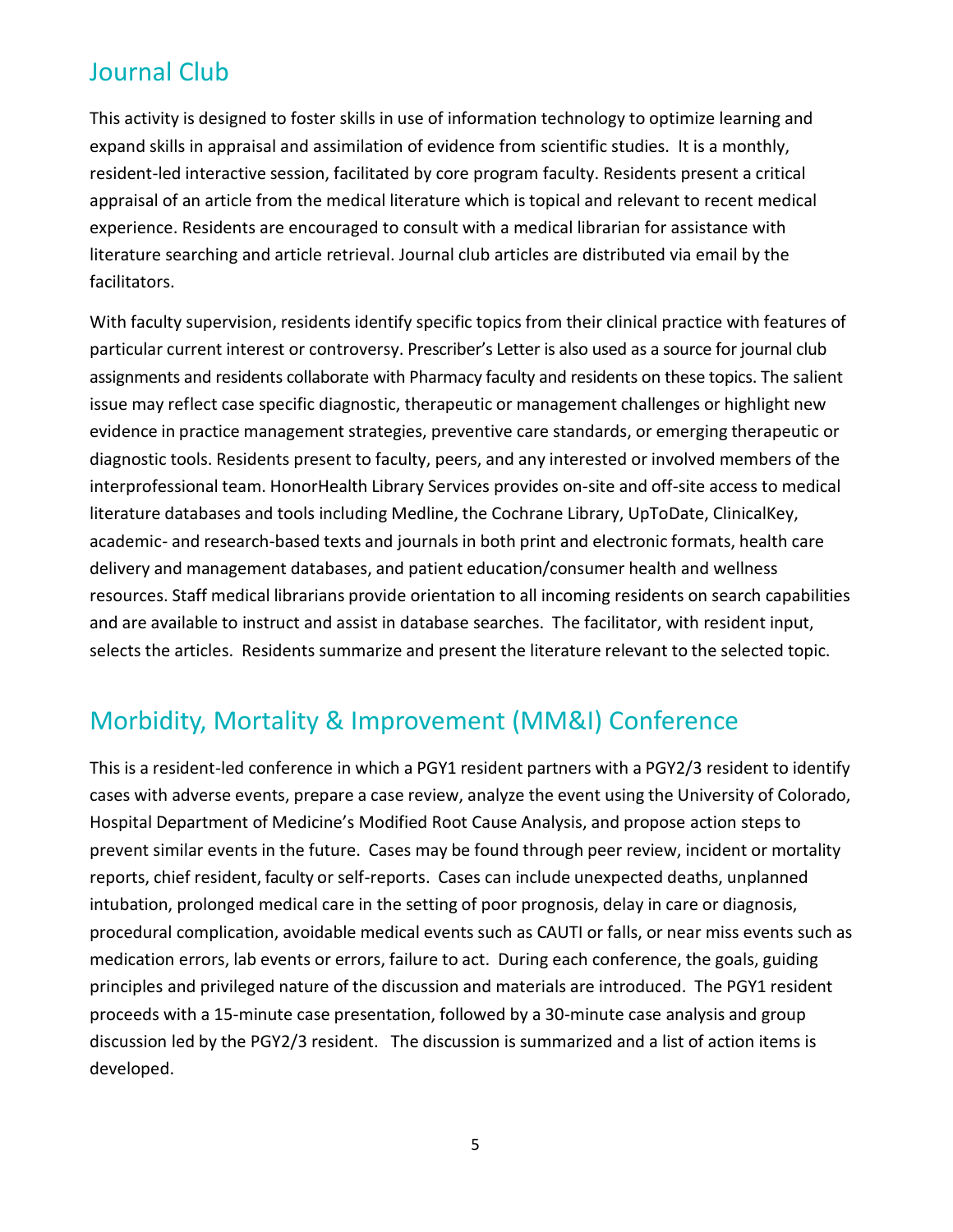## Journal Club

This activity is designed to foster skills in use of information technology to optimize learning and expand skills in appraisal and assimilation of evidence from scientific studies. It is a monthly, resident-led interactive session, facilitated by core program faculty. Residents present a critical appraisal of an article from the medical literature which is topical and relevant to recent medical experience. Residents are encouraged to consult with a medical librarian for assistance with literature searching and article retrieval. Journal club articles are distributed via email by the facilitators.

With faculty supervision, residents identify specific topics from their clinical practice with features of particular current interest or controversy. Prescriber's Letter is also used as a source for journal club assignments and residents collaborate with Pharmacy faculty and residents on these topics. The salient issue may reflect case specific diagnostic, therapeutic or management challenges or highlight new evidence in practice management strategies, preventive care standards, or emerging therapeutic or diagnostic tools. Residents present to faculty, peers, and any interested or involved members of the interprofessional team. HonorHealth Library Services provides on-site and off-site access to medical literature databases and tools including Medline, the Cochrane Library, UpToDate, ClinicalKey, academic- and research-based texts and journals in both print and electronic formats, health care delivery and management databases, and patient education/consumer health and wellness resources. Staff medical librarians provide orientation to all incoming residents on search capabilities and are available to instruct and assist in database searches. The facilitator, with resident input, selects the articles. Residents summarize and present the literature relevant to the selected topic.

## Morbidity, Mortality & Improvement (MM&I) Conference

This is a resident-led conference in which a PGY1 resident partners with a PGY2/3 resident to identify cases with adverse events, prepare a case review, analyze the event using the University of Colorado, Hospital Department of Medicine's Modified Root Cause Analysis, and propose action steps to prevent similar events in the future. Cases may be found through peer review, incident or mortality reports, chief resident, faculty or self-reports. Cases can include unexpected deaths, unplanned intubation, prolonged medical care in the setting of poor prognosis, delay in care or diagnosis, procedural complication, avoidable medical events such as CAUTI or falls, or near miss events such as medication errors, lab events or errors, failure to act. During each conference, the goals, guiding principles and privileged nature of the discussion and materials are introduced. The PGY1 resident proceeds with a 15-minute case presentation, followed by a 30-minute case analysis and group discussion led by the PGY2/3 resident. The discussion is summarized and a list of action items is developed.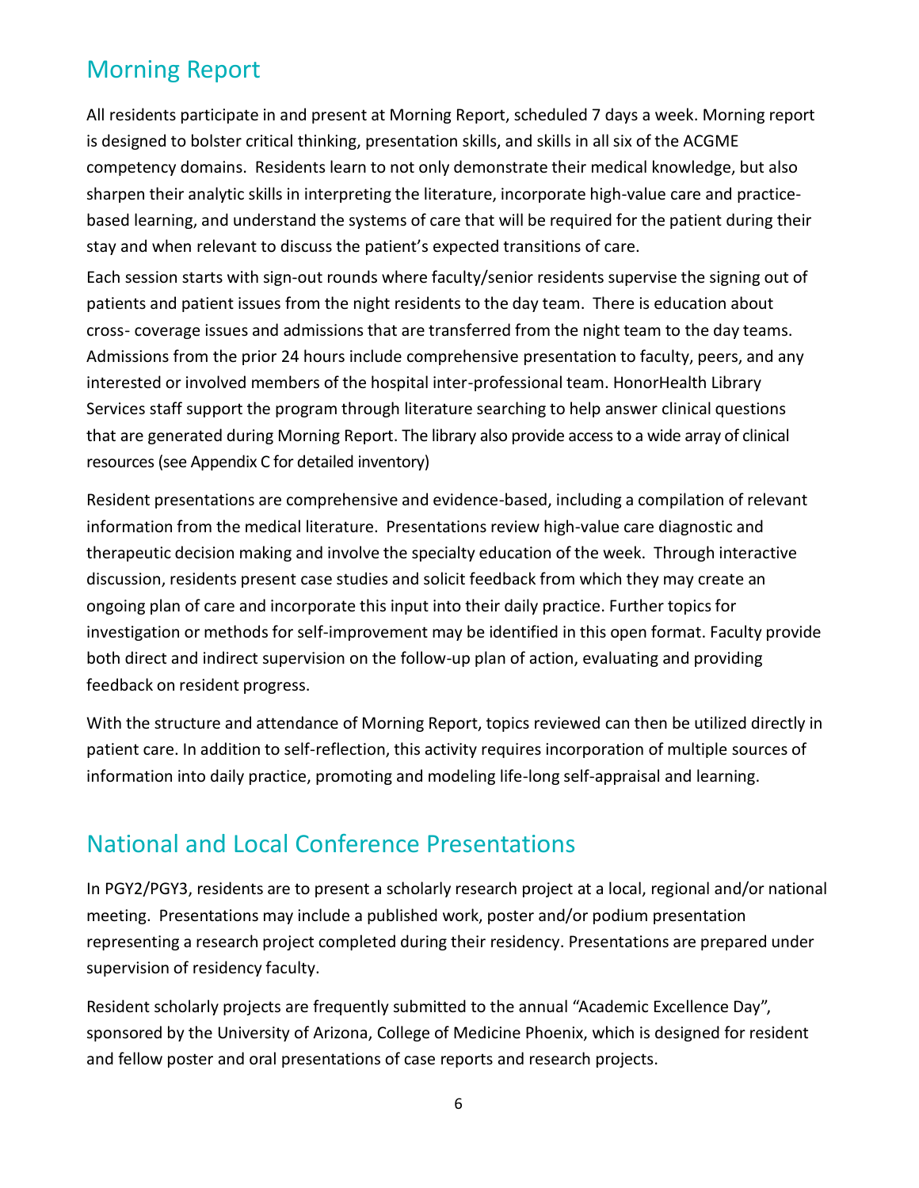## Morning Report

All residents participate in and present at Morning Report, scheduled 7 days a week. Morning report is designed to bolster critical thinking, presentation skills, and skills in all six of the ACGME competency domains. Residents learn to not only demonstrate their medical knowledge, but also sharpen their analytic skills in interpreting the literature, incorporate high-value care and practice-based learning, and understand the systems of care that will be required for the patient during their stay and when relevant to discuss the patient's expected transitions of care.

Each session starts with sign-out rounds where faculty/senior residents supervise the signing out of patients and patient issues from the night residents to the day team. There is education about cross- coverage issues and admissions that are transferred from the night team to the day teams. Admissions from the prior 24 hours include comprehensive presentation to faculty, peers, and any interested or involved members of the hospital inter-professional team. HonorHealth Library Services staff support the program through literature searching to help answer clinical questions that are generated during Morning Report. The library also provide access to a wide array of clinical resources (see Appendix C for detailed inventory)

Resident presentations are comprehensive and evidence-based, including a compilation of relevant information from the medical literature. Presentations review high-value care diagnostic and therapeutic decision making and involve the specialty education of the week. Through interactive discussion, residents present case studies and solicit feedback from which they may create an ongoing plan of care and incorporate this input into their daily practice. Further topics for investigation or methods for self-improvement may be identified in this open format. Faculty provide both direct and indirect supervision on the follow-up plan of action, evaluating and providing feedback on resident progress.

With the structure and attendance of Morning Report, topics reviewed can then be utilized directly in patient care. In addition to self-reflection, this activity requires incorporation of multiple sources of information into daily practice, promoting and modeling life-long self-appraisal and learning.

## National and Local Conference Presentations

In PGY2/PGY3, residents are to present a scholarly research project at a local, regional and/or national meeting. Presentations may include a published work, poster and/or podium presentation representing a research project completed during their residency. Presentations are prepared under supervision of residency faculty.

Resident scholarly projects are frequently submitted to the annual "Academic Excellence Day", sponsored by the University of Arizona, College of Medicine Phoenix, which is designed for resident and fellow poster and oral presentations of case reports and research projects.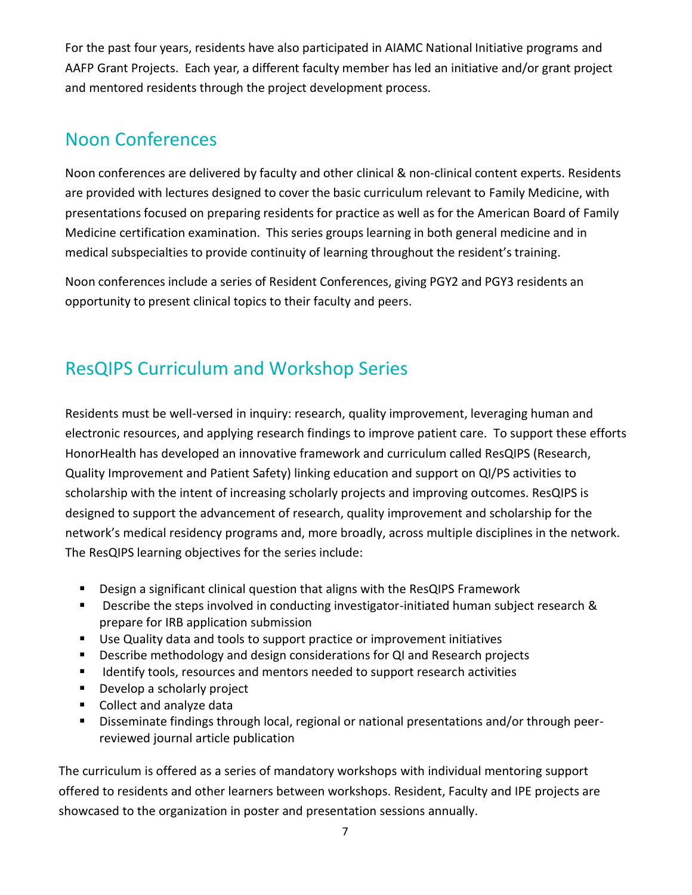For the past four years, residents have also participated in AIAMC National Initiative programs and AAFP Grant Projects. Each year, a different faculty member has led an initiative and/or grant project and mentored residents through the project development process.

## Noon Conferences

Noon conferences are delivered by faculty and other clinical & non-clinical content experts. Residents are provided with lectures designed to cover the basic curriculum relevant to Family Medicine, with presentations focused on preparing residents for practice as well as for the American Board of Family Medicine certification examination. This series groups learning in both general medicine and in medical subspecialties to provide continuity of learning throughout the resident's training.

Noon conferences include a series of Resident Conferences, giving PGY2 and PGY3 residents an opportunity to present clinical topics to their faculty and peers.

## ResQIPS Curriculum and Workshop Series

Residents must be well-versed in inquiry: research, quality improvement, leveraging human and electronic resources, and applying research findings to improve patient care. To support these efforts HonorHealth has developed an innovative framework and curriculum called ResQIPS (Research, Quality Improvement and Patient Safety) linking education and support on QI/PS activities to scholarship with the intent of increasing scholarly projects and improving outcomes. ResQIPS is designed to support the advancement of research, quality improvement and scholarship for the network's medical residency programs and, more broadly, across multiple disciplines in the network. The ResQIPS learning objectives for the series include:

- Design a significant clinical question that aligns with the ResQIPS Framework
- Describe the steps involved in conducting investigator-initiated human subject research & prepare for IRB application submission
- Use Quality data and tools to support practice or improvement initiatives
- Describe methodology and design considerations for QI and Research projects
- Identify tools, resources and mentors needed to support research activities
- Develop a scholarly project
- Collect and analyze data
- Disseminate findings through local, regional or national presentations and/or through peer-reviewed journal article publication

The curriculum is offered as a series of mandatory workshops with individual mentoring support offered to residents and other learners between workshops. Resident, Faculty and IPE projects are showcased to the organization in poster and presentation sessions annually.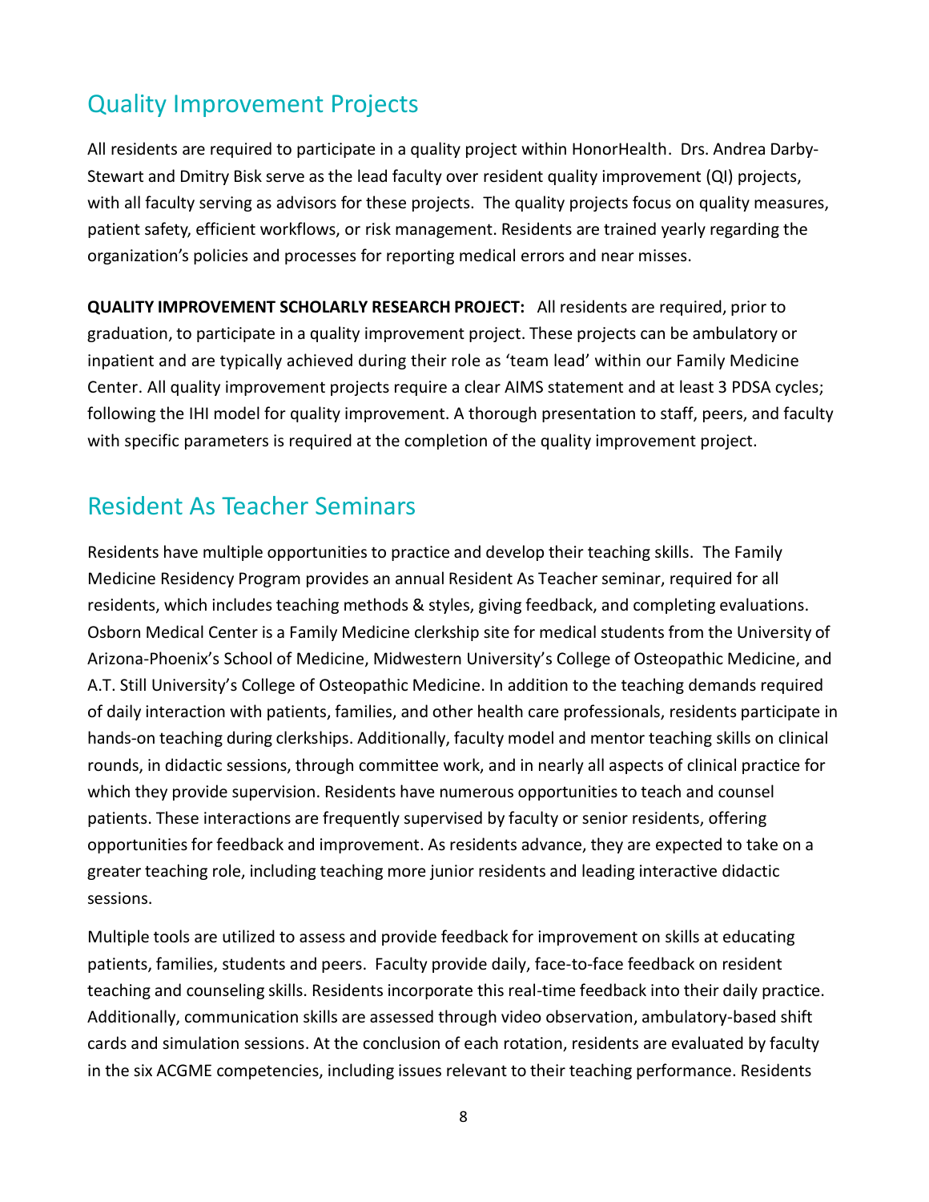## Quality Improvement Projects

All residents are required to participate in a quality project within HonorHealth. Drs. Andrea Darby-Stewart and Dmitry Bisk serve as the lead faculty over resident quality improvement (QI) projects, with all faculty serving as advisors for these projects. The quality projects focus on quality measures, patient safety, efficient workflows, or risk management. Residents are trained yearly regarding the organization's policies and processes for reporting medical errors and near misses.

**QUALITY IMPROVEMENT SCHOLARLY RESEARCH PROJECT:** All residents are required, prior to graduation, to participate in a quality improvement project. These projects can be ambulatory or inpatient and are typically achieved during their role as 'team lead' within our Family Medicine Center. All quality improvement projects require a clear AIMS statement and at least 3 PDSA cycles; following the IHI model for quality improvement. A thorough presentation to staff, peers, and faculty with specific parameters is required at the completion of the quality improvement project.

## Resident As Teacher Seminars

Residents have multiple opportunities to practice and develop their teaching skills. The Family Medicine Residency Program provides an annual Resident As Teacher seminar, required for all residents, which includes teaching methods & styles, giving feedback, and completing evaluations. Osborn Medical Center is a Family Medicine clerkship site for medical students from the University of Arizona-Phoenix's School of Medicine, Midwestern University's College of Osteopathic Medicine, and A.T. Still University's College of Osteopathic Medicine. In addition to the teaching demands required of daily interaction with patients, families, and other health care professionals, residents participate in hands-on teaching during clerkships. Additionally, faculty model and mentor teaching skills on clinical rounds, in didactic sessions, through committee work, and in nearly all aspects of clinical practice for which they provide supervision. Residents have numerous opportunities to teach and counsel patients. These interactions are frequently supervised by faculty or senior residents, offering opportunities for feedback and improvement. As residents advance, they are expected to take on a greater teaching role, including teaching more junior residents and leading interactive didactic sessions.

Multiple tools are utilized to assess and provide feedback for improvement on skills at educating patients, families, students and peers. Faculty provide daily, face-to-face feedback on resident teaching and counseling skills. Residents incorporate this real-time feedback into their daily practice. Additionally, communication skills are assessed through video observation, ambulatory-based shift cards and simulation sessions. At the conclusion of each rotation, residents are evaluated by faculty in the six ACGME competencies, including issues relevant to their teaching performance. Residents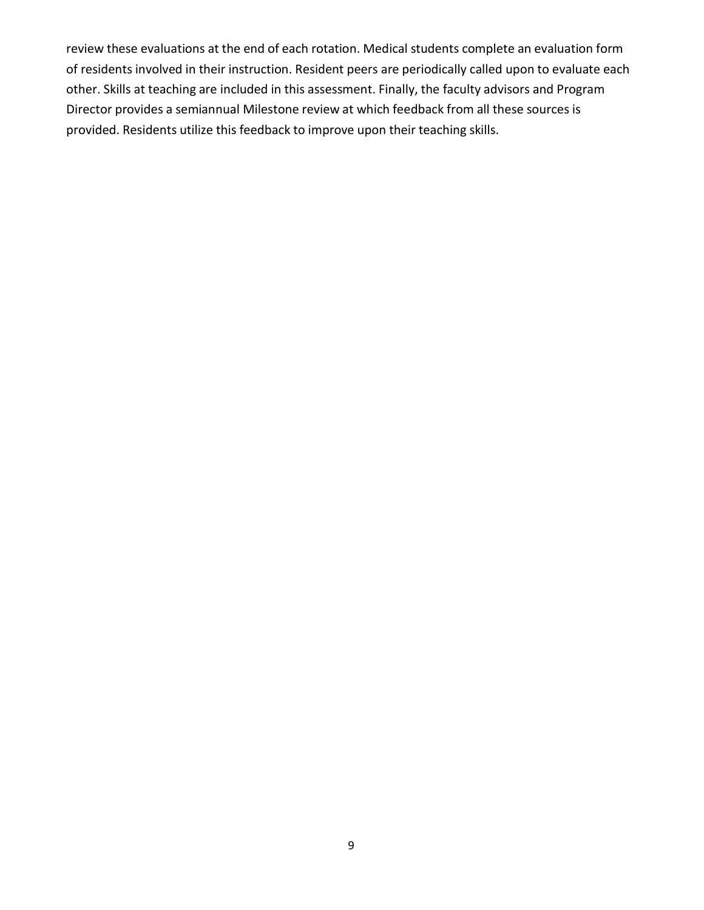review these evaluations at the end of each rotation. Medical students complete an evaluation form of residents involved in their instruction. Resident peers are periodically called upon to evaluate each other. Skills at teaching are included in this assessment. Finally, the faculty advisors and Program Director provides a semiannual Milestone review at which feedback from all these sources is provided. Residents utilize this feedback to improve upon their teaching skills.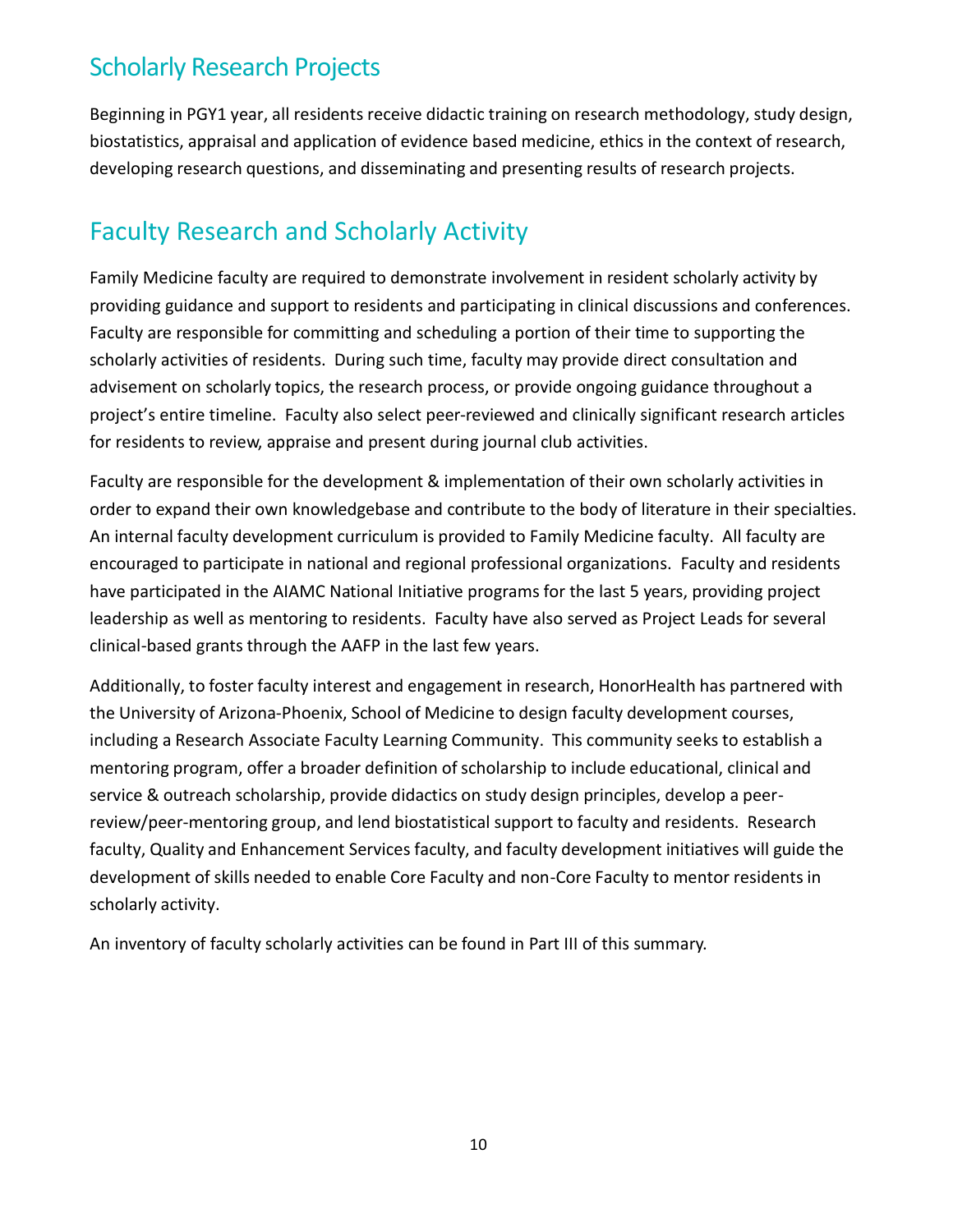## Scholarly Research Projects

Beginning in PGY1 year, all residents receive didactic training on research methodology, study design, biostatistics, appraisal and application of evidence based medicine, ethics in the context of research, developing research questions, and disseminating and presenting results of research projects.

## Faculty Research and Scholarly Activity

Family Medicine faculty are required to demonstrate involvement in resident scholarly activity by providing guidance and support to residents and participating in clinical discussions and conferences. Faculty are responsible for committing and scheduling a portion of their time to supporting the scholarly activities of residents. During such time, faculty may provide direct consultation and advisement on scholarly topics, the research process, or provide ongoing guidance throughout a project's entire timeline. Faculty also select peer-reviewed and clinically significant research articles for residents to review, appraise and present during journal club activities.

Faculty are responsible for the development & implementation of their own scholarly activities in order to expand their own knowledgebase and contribute to the body of literature in their specialties. An internal faculty development curriculum is provided to Family Medicine faculty. All faculty are encouraged to participate in national and regional professional organizations. Faculty and residents have participated in the AIAMC National Initiative programs for the last 5 years, providing project leadership as well as mentoring to residents. Faculty have also served as Project Leads for several clinical-based grants through the AAFP in the last few years.

Additionally, to foster faculty interest and engagement in research, HonorHealth has partnered with the University of Arizona-Phoenix, School of Medicine to design faculty development courses, including a Research Associate Faculty Learning Community. This community seeks to establish a mentoring program, offer a broader definition of scholarship to include educational, clinical and service & outreach scholarship, provide didactics on study design principles, develop a peer-review/peer-mentoring group, and lend biostatistical support to faculty and residents. Research faculty, Quality and Enhancement Services faculty, and faculty development initiatives will guide the development of skills needed to enable Core Faculty and non-Core Faculty to mentor residents in scholarly activity.

An inventory of faculty scholarly activities can be found in Part III of this summary.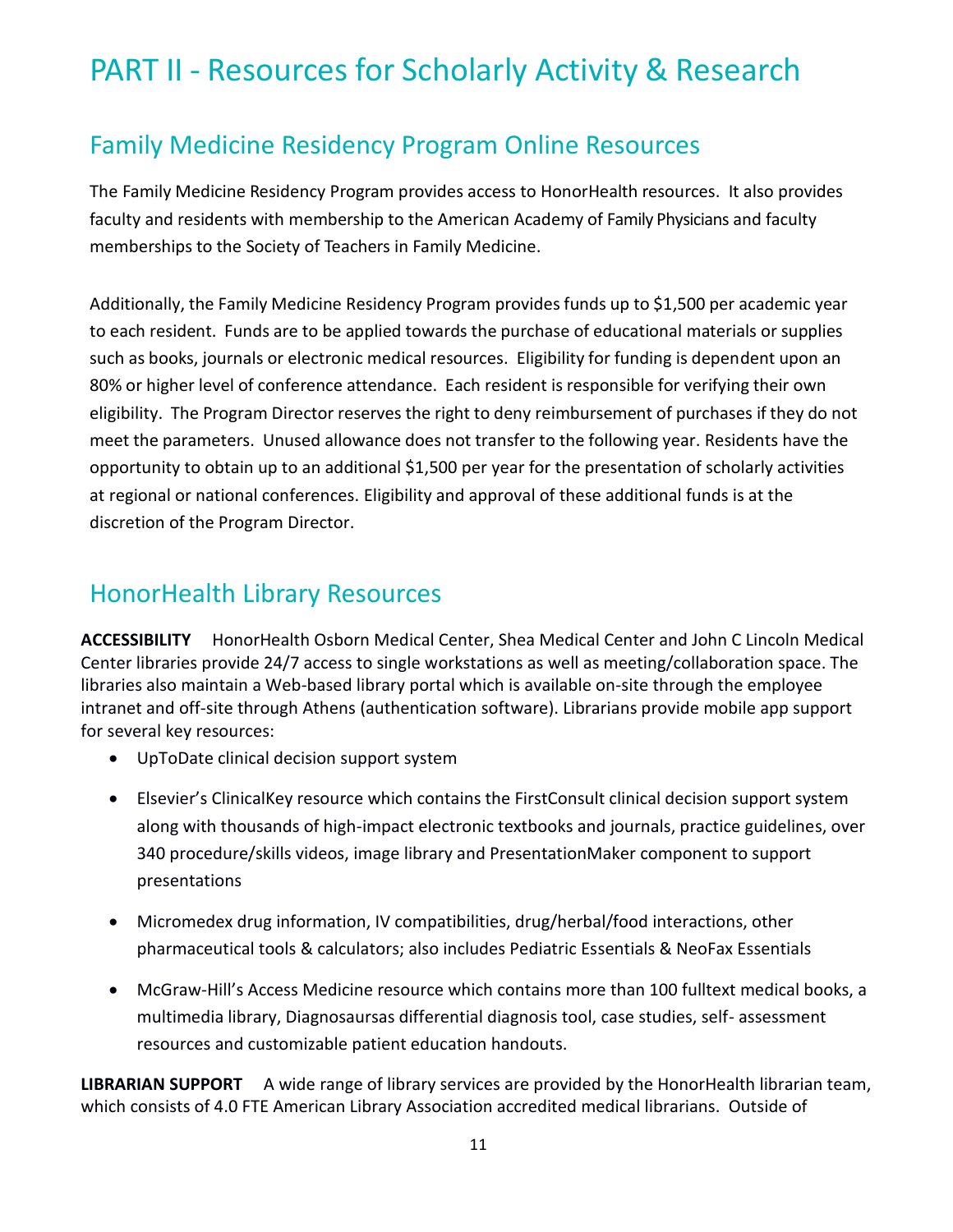# PART II - Resources for Scholarly Activity & Research

## Family Medicine Residency Program Online Resources

The Family Medicine Residency Program provides access to HonorHealth resources. It also provides faculty and residents with membership to the American Academy of Family Physicians and faculty memberships to the Society of Teachers in Family Medicine.

Additionally, the Family Medicine Residency Program provides funds up to $1,500 per academic year to each resident. Funds are to be applied towards the purchase of educational materials or supplies such as books, journals or electronic medical resources. Eligibility for funding is dependent upon an 80% or higher level of conference attendance. Each resident is responsible for verifying their own eligibility. The Program Director reserves the right to deny reimbursement of purchases if they do not meet the parameters. Unused allowance does not transfer to the following year. Residents have the opportunity to obtain up to an additional $1,500 per year for the presentation of scholarly activities at regional or national conferences. Eligibility and approval of these additional funds is at the discretion of the Program Director.

## HonorHealth Library Resources

**ACCESSIBILITY** HonorHealth Osborn Medical Center, Shea Medical Center and John C Lincoln Medical Center libraries provide 24/7 access to single workstations as well as meeting/collaboration space. The libraries also maintain a Web-based library portal which is available on-site through the employee intranet and off-site through Athens (authentication software). Librarians provide mobile app support for several key resources:

- UpToDate clinical decision support system
- Elsevier's ClinicalKey resource which contains the FirstConsult clinical decision support system along with thousands of high-impact electronic textbooks and journals, practice guidelines, over 340 procedure/skills videos, image library and PresentationMaker component to support presentations
- Micromedex drug information, IV compatibilities, drug/herbal/food interactions, other pharmaceutical tools & calculators; also includes Pediatric Essentials & NeoFax Essentials
- McGraw-Hill's Access Medicine resource which contains more than 100 fulltext medical books, a multimedia library, Diagnosaursas differential diagnosis tool, case studies, self- assessment resources and customizable patient education handouts.

**LIBRARIAN SUPPORT** A wide range of library services are provided by the HonorHealth librarian team, which consists of 4.0 FTE American Library Association accredited medical librarians. Outside of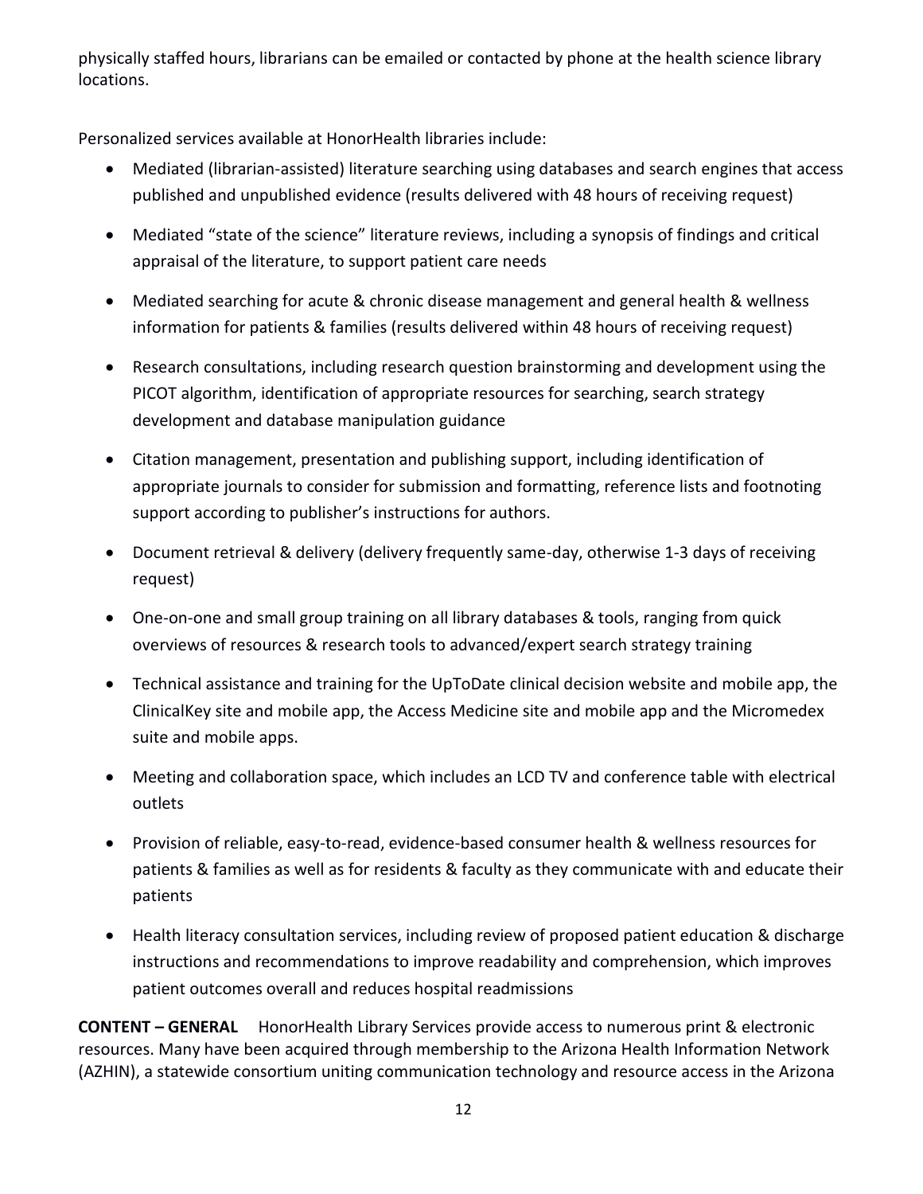physically staffed hours, librarians can be emailed or contacted by phone at the health science library locations.

Personalized services available at HonorHealth libraries include:

- Mediated (librarian-assisted) literature searching using databases and search engines that access published and unpublished evidence (results delivered with 48 hours of receiving request)
- Mediated “state of the science” literature reviews, including a synopsis of findings and critical appraisal of the literature, to support patient care needs
- Mediated searching for acute & chronic disease management and general health & wellness information for patients & families (results delivered within 48 hours of receiving request)
- Research consultations, including research question brainstorming and development using the PICOT algorithm, identification of appropriate resources for searching, search strategy development and database manipulation guidance
- Citation management, presentation and publishing support, including identification of appropriate journals to consider for submission and formatting, reference lists and footnoting support according to publisher’s instructions for authors.
- Document retrieval & delivery (delivery frequently same-day, otherwise 1-3 days of receiving request)
- One-on-one and small group training on all library databases & tools, ranging from quick overviews of resources & research tools to advanced/expert search strategy training
- Technical assistance and training for the UpToDate clinical decision website and mobile app, the ClinicalKey site and mobile app, the Access Medicine site and mobile app and the Micromedex suite and mobile apps.
- Meeting and collaboration space, which includes an LCD TV and conference table with electrical outlets
- Provision of reliable, easy-to-read, evidence-based consumer health & wellness resources for patients & families as well as for residents & faculty as they communicate with and educate their patients
- Health literacy consultation services, including review of proposed patient education & discharge instructions and recommendations to improve readability and comprehension, which improves patient outcomes overall and reduces hospital readmissions

**CONTENT – GENERAL** HonorHealth Library Services provide access to numerous print & electronic resources. Many have been acquired through membership to the Arizona Health Information Network (AZHIN), a statewide consortium uniting communication technology and resource access in the Arizona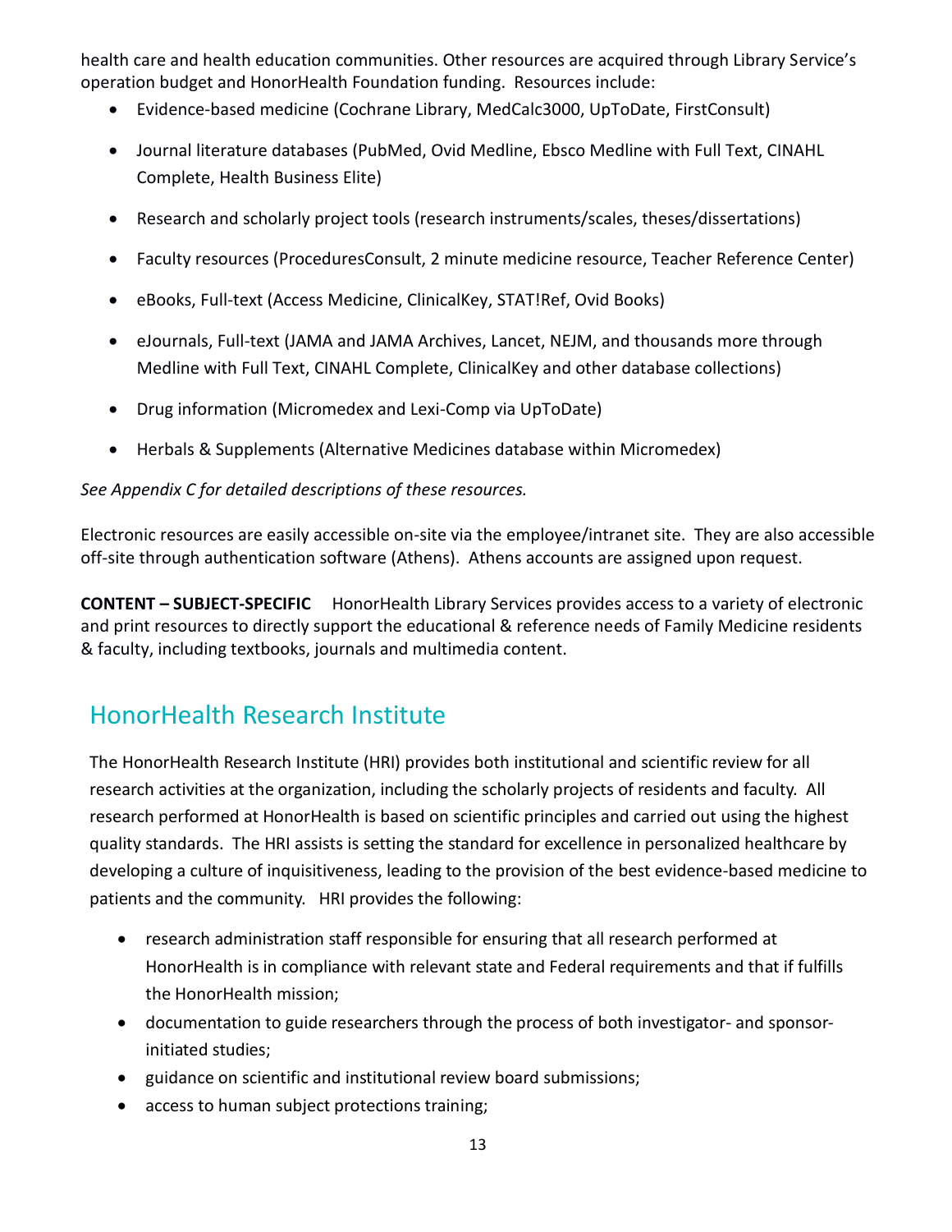health care and health education communities. Other resources are acquired through Library Service's operation budget and HonorHealth Foundation funding. Resources include:

- Evidence-based medicine (Cochrane Library, MedCalc3000, UpToDate, FirstConsult)
- Journal literature databases (PubMed, Ovid Medline, Ebsco Medline with Full Text, CINAHL Complete, Health Business Elite)
- Research and scholarly project tools (research instruments/scales, theses/dissertations)
- Faculty resources (ProceduresConsult, 2 minute medicine resource, Teacher Reference Center)
- eBooks, Full-text (Access Medicine, ClinicalKey, STAT!Ref, Ovid Books)
- eJournals, Full-text (JAMA and JAMA Archives, Lancet, NEJM, and thousands more through Medline with Full Text, CINAHL Complete, ClinicalKey and other database collections)
- Drug information (Micromedex and Lexi-Comp via UpToDate)
- Herbals & Supplements (Alternative Medicines database within Micromedex)

*See Appendix C for detailed descriptions of these resources.*

Electronic resources are easily accessible on-site via the employee/intranet site. They are also accessible off-site through authentication software (Athens). Athens accounts are assigned upon request.

**CONTENT – SUBJECT-SPECIFIC** HonorHealth Library Services provides access to a variety of electronic and print resources to directly support the educational & reference needs of Family Medicine residents & faculty, including textbooks, journals and multimedia content.

## HonorHealth Research Institute

The HonorHealth Research Institute (HRI) provides both institutional and scientific review for all research activities at the organization, including the scholarly projects of residents and faculty. All research performed at HonorHealth is based on scientific principles and carried out using the highest quality standards. The HRI assists is setting the standard for excellence in personalized healthcare by developing a culture of inquisitiveness, leading to the provision of the best evidence-based medicine to patients and the community. HRI provides the following:

- research administration staff responsible for ensuring that all research performed at HonorHealth is in compliance with relevant state and Federal requirements and that if fulfills the HonorHealth mission;
- documentation to guide researchers through the process of both investigator- and sponsor-initiated studies;
- guidance on scientific and institutional review board submissions;
- access to human subject protections training;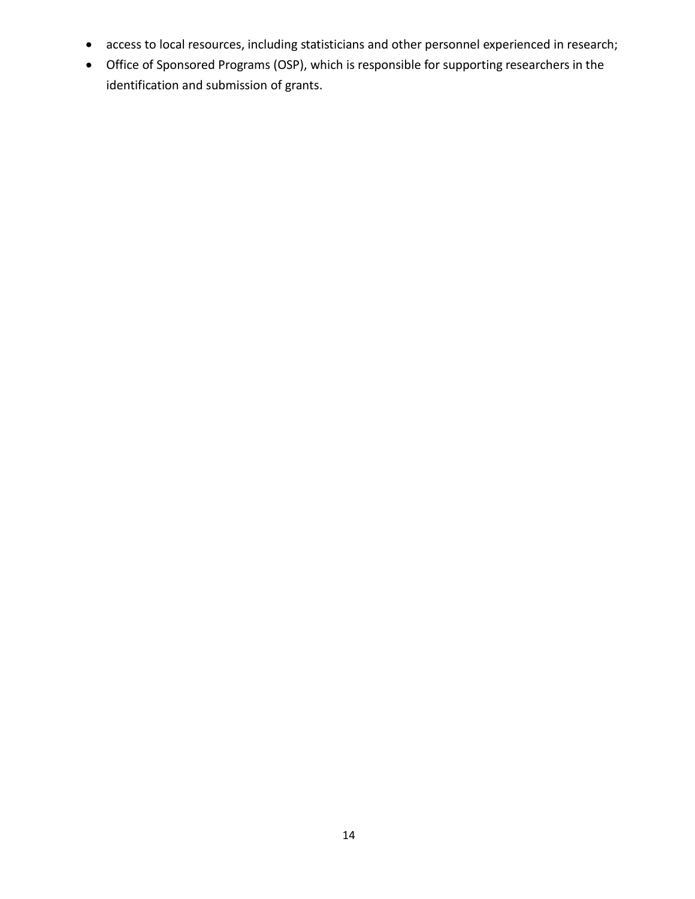- access to local resources, including statisticians and other personnel experienced in research;
- Office of Sponsored Programs (OSP), which is responsible for supporting researchers in the identification and submission of grants.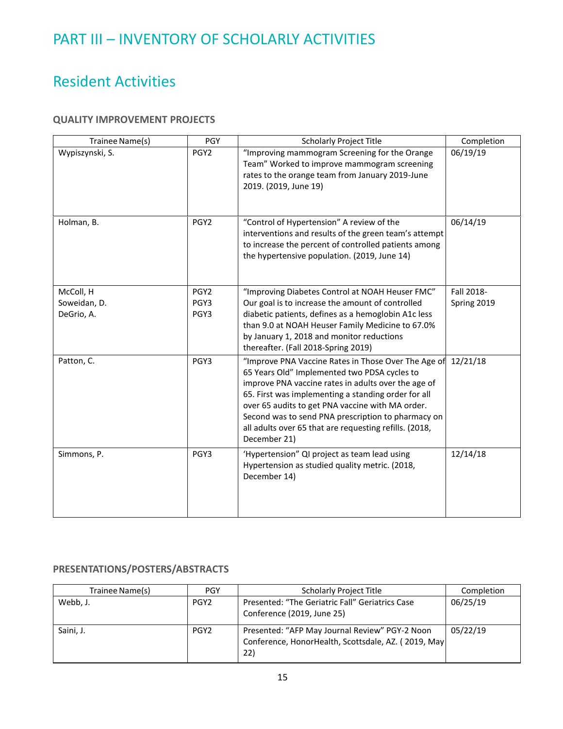# PART III – INVENTORY OF SCHOLARLY ACTIVITIES

## Resident Activities

### QUALITY IMPROVEMENT PROJECTS

| Trainee Name(s) | PGY | Scholarly Project Title | Completion |
|---|---|---|---|
| Wypiszynski, S. | PGY2 | "Improving mammogram Screening for the Orange Team" Worked to improve mammogram screening rates to the orange team from January 2019-June 2019. (2019, June 19) | 06/19/19 |
| Holman, B. | PGY2 | "Control of Hypertension" A review of the interventions and results of the green team's attempt to increase the percent of controlled patients among the hypertensive population. (2019, June 14) | 06/14/19 |
| McColl, H<br>Soweidan, D.<br>DeGrio, A. | PGY2<br>PGY3<br>PGY3 | "Improving Diabetes Control at NOAH Heuser FMC" Our goal is to increase the amount of controlled diabetic patients, defines as a hemoglobin A1c less than 9.0 at NOAH Heuser Family Medicine to 67.0% by January 1, 2018 and monitor reductions thereafter. (Fall 2018-Spring 2019) | Fall 2018-Spring 2019 |
| Patton, C. | PGY3 | "Improve PNA Vaccine Rates in Those Over The Age of 65 Years Old" Implemented two PDSA cycles to improve PNA vaccine rates in adults over the age of 65. First was implementing a standing order for all over 65 audits to get PNA vaccine with MA order. Second was to send PNA prescription to pharmacy on all adults over 65 that are requesting refills. (2018, December 21) | 12/21/18 |
| Simmons, P. | PGY3 | 'Hypertension" QI project as team lead using Hypertension as studied quality metric. (2018, December 14) | 12/14/18 |

### PRESENTATIONS/POSTERS/ABSTRACTS

| Trainee Name(s) | PGY | Scholarly Project Title | Completion |
|---|---|---|---|
| Webb, J. | PGY2 | Presented: "The Geriatric Fall" Geriatrics Case Conference (2019, June 25) | 06/25/19 |
| Saini, J. | PGY2 | Presented: "AFP May Journal Review" PGY-2 Noon Conference, HonorHealth, Scottsdale, AZ. ( 2019, May 22) | 05/22/19 |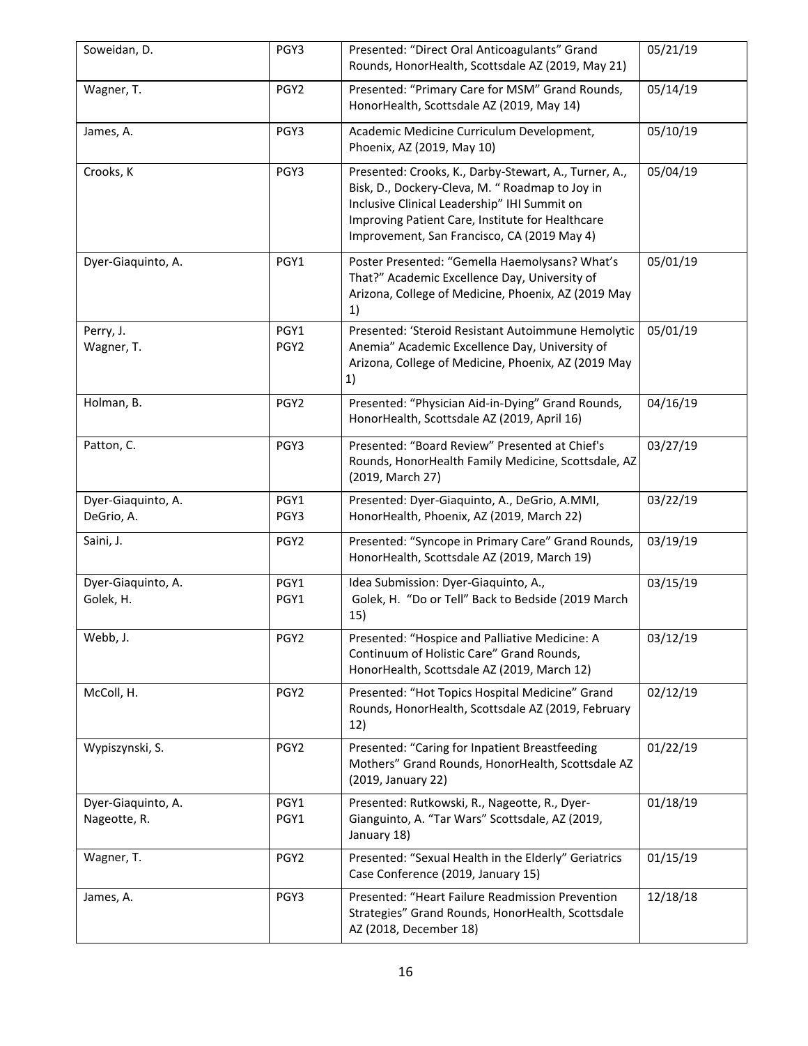| Soweidan, D. | PGY3 | Presented: "Direct Oral Anticoagulants" Grand Rounds, HonorHealth, Scottsdale AZ (2019, May 21) | 05/21/19 |
|---|---|---|---|
| Wagner, T. | PGY2 | Presented: "Primary Care for MSM" Grand Rounds, HonorHealth, Scottsdale AZ (2019, May 14) | 05/14/19 |
| James, A. | PGY3 | Academic Medicine Curriculum Development, Phoenix, AZ (2019, May 10) | 05/10/19 |
| Crooks, K | PGY3 | Presented: Crooks, K., Darby-Stewart, A., Turner, A., Bisk, D., Dockery-Cleva, M. " Roadmap to Joy in Inclusive Clinical Leadership" IHI Summit on Improving Patient Care, Institute for Healthcare Improvement, San Francisco, CA (2019 May 4) | 05/04/19 |
| Dyer-Giaquinto, A. | PGY1 | Poster Presented: "Gemella Haemolysans? What's That?" Academic Excellence Day, University of Arizona, College of Medicine, Phoenix, AZ (2019 May 1) | 05/01/19 |
| Perry, J.<br>Wagner, T. | PGY1<br>PGY2 | Presented: 'Steroid Resistant Autoimmune Hemolytic Anemia" Academic Excellence Day, University of Arizona, College of Medicine, Phoenix, AZ (2019 May 1) | 05/01/19 |
| Holman, B. | PGY2 | Presented: "Physician Aid-in-Dying" Grand Rounds, HonorHealth, Scottsdale AZ (2019, April 16) | 04/16/19 |
| Patton, C. | PGY3 | Presented: "Board Review" Presented at Chief's Rounds, HonorHealth Family Medicine, Scottsdale, AZ (2019, March 27) | 03/27/19 |
| Dyer-Giaquinto, A.<br>DeGrio, A. | PGY1<br>PGY3 | Presented: Dyer-Giaquinto, A., DeGrio, A.MMI, HonorHealth, Phoenix, AZ (2019, March 22) | 03/22/19 |
| Saini, J. | PGY2 | Presented: "Syncope in Primary Care" Grand Rounds, HonorHealth, Scottsdale AZ (2019, March 19) | 03/19/19 |
| Dyer-Giaquinto, A.<br>Golek, H. | PGY1<br>PGY1 | Idea Submission: Dyer-Giaquinto, A., Golek, H. "Do or Tell" Back to Bedside (2019 March 15) | 03/15/19 |
| Webb, J. | PGY2 | Presented: "Hospice and Palliative Medicine: A Continuum of Holistic Care" Grand Rounds, HonorHealth, Scottsdale AZ (2019, March 12) | 03/12/19 |
| McColl, H. | PGY2 | Presented: "Hot Topics Hospital Medicine" Grand Rounds, HonorHealth, Scottsdale AZ (2019, February 12) | 02/12/19 |
| Wypiszynski, S. | PGY2 | Presented: "Caring for Inpatient Breastfeeding Mothers" Grand Rounds, HonorHealth, Scottsdale AZ (2019, January 22) | 01/22/19 |
| Dyer-Giaquinto, A.<br>Nageotte, R. | PGY1<br>PGY1 | Presented: Rutkowski, R., Nageotte, R., Dyer-Gianguinto, A. "Tar Wars" Scottsdale, AZ (2019, January 18) | 01/18/19 |
| Wagner, T. | PGY2 | Presented: "Sexual Health in the Elderly" Geriatrics Case Conference (2019, January 15) | 01/15/19 |
| James, A. | PGY3 | Presented: "Heart Failure Readmission Prevention Strategies" Grand Rounds, HonorHealth, Scottsdale AZ (2018, December 18) | 12/18/18 |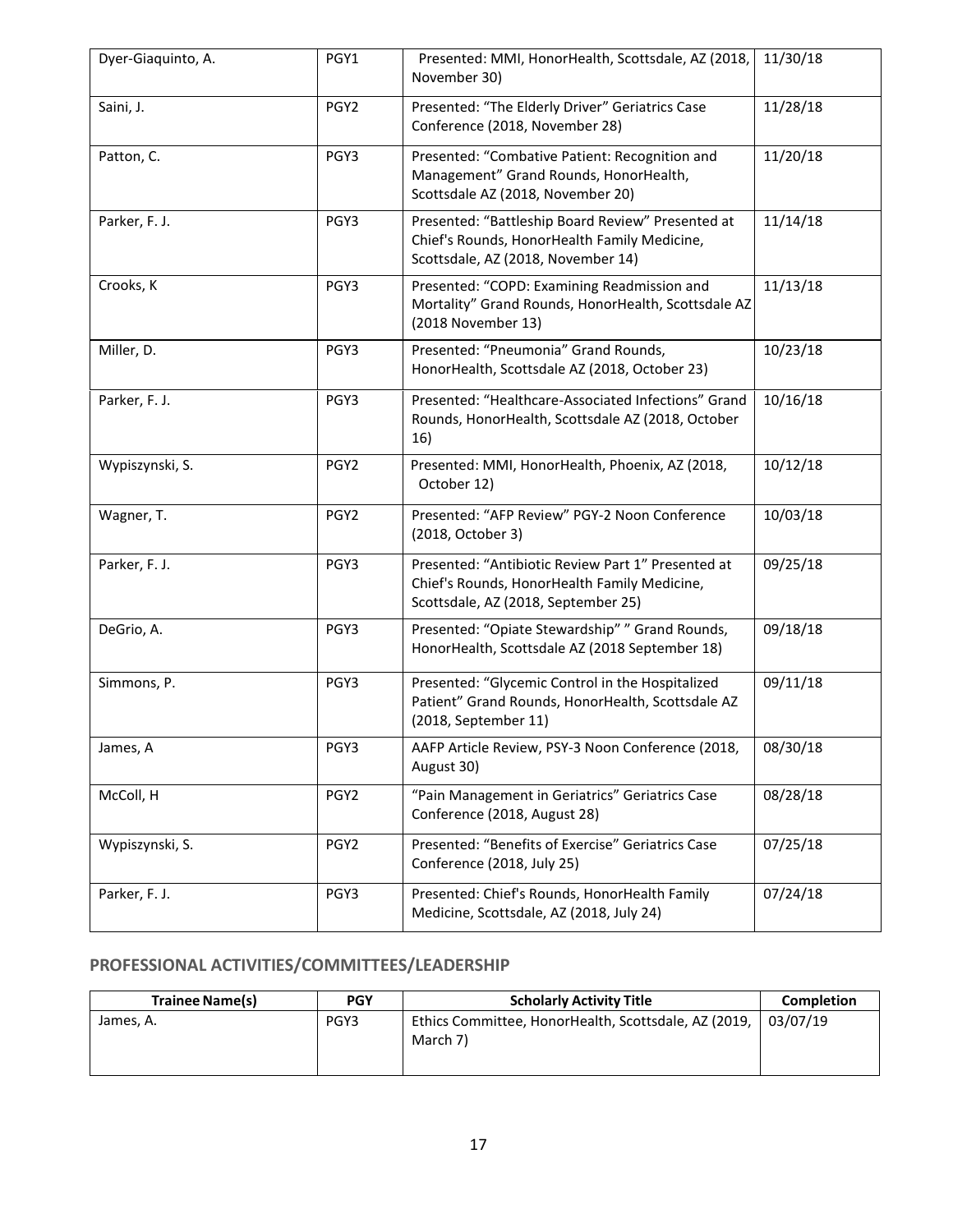| | | | |
|---|---|---|---|
| Dyer-Giaquinto, A. | PGY1 | Presented: MMI, HonorHealth, Scottsdale, AZ (2018, November 30) | 11/30/18 |
| Saini, J. | PGY2 | Presented: "The Elderly Driver" Geriatrics Case Conference (2018, November 28) | 11/28/18 |
| Patton, C. | PGY3 | Presented: "Combative Patient: Recognition and Management" Grand Rounds, HonorHealth, Scottsdale AZ (2018, November 20) | 11/20/18 |
| Parker, F. J. | PGY3 | Presented: "Battleship Board Review" Presented at Chief's Rounds, HonorHealth Family Medicine, Scottsdale, AZ (2018, November 14) | 11/14/18 |
| Crooks, K | PGY3 | Presented: "COPD: Examining Readmission and Mortality" Grand Rounds, HonorHealth, Scottsdale AZ (2018 November 13) | 11/13/18 |
| Miller, D. | PGY3 | Presented: "Pneumonia" Grand Rounds, HonorHealth, Scottsdale AZ (2018, October 23) | 10/23/18 |
| Parker, F. J. | PGY3 | Presented: "Healthcare-Associated Infections" Grand Rounds, HonorHealth, Scottsdale AZ (2018, October 16) | 10/16/18 |
| Wypiszynski, S. | PGY2 | Presented: MMI, HonorHealth, Phoenix, AZ (2018, October 12) | 10/12/18 |
| Wagner, T. | PGY2 | Presented: "AFP Review" PGY-2 Noon Conference (2018, October 3) | 10/03/18 |
| Parker, F. J. | PGY3 | Presented: "Antibiotic Review Part 1" Presented at Chief's Rounds, HonorHealth Family Medicine, Scottsdale, AZ (2018, September 25) | 09/25/18 |
| DeGrio, A. | PGY3 | Presented: "Opiate Stewardship" " Grand Rounds, HonorHealth, Scottsdale AZ (2018 September 18) | 09/18/18 |
| Simmons, P. | PGY3 | Presented: "Glycemic Control in the Hospitalized Patient" Grand Rounds, HonorHealth, Scottsdale AZ (2018, September 11) | 09/11/18 |
| James, A | PGY3 | AAFP Article Review, PSY-3 Noon Conference (2018, August 30) | 08/30/18 |
| McColl, H | PGY2 | "Pain Management in Geriatrics" Geriatrics Case Conference (2018, August 28) | 08/28/18 |
| Wypiszynski, S. | PGY2 | Presented: "Benefits of Exercise" Geriatrics Case Conference (2018, July 25) | 07/25/18 |
| Parker, F. J. | PGY3 | Presented: Chief's Rounds, HonorHealth Family Medicine, Scottsdale, AZ (2018, July 24) | 07/24/18 |

## PROFESSIONAL ACTIVITIES/COMMITTEES/LEADERSHIP

| Trainee Name(s) | PGY | Scholarly Activity Title | Completion |
|---|---|---|---|
| James, A. | PGY3 | Ethics Committee, HonorHealth, Scottsdale, AZ (2019, March 7) | 03/07/19 |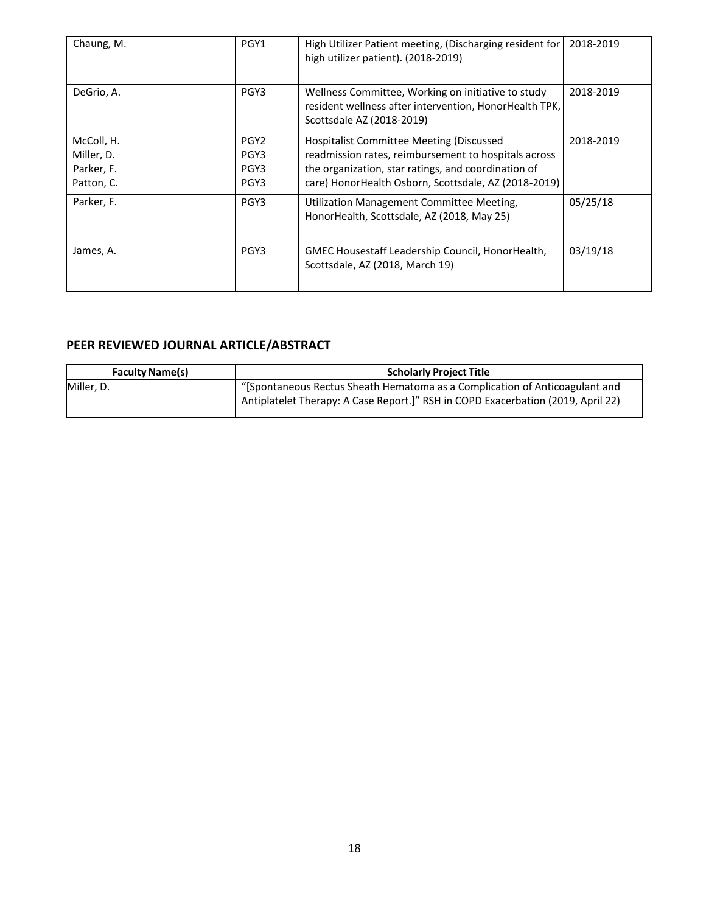| | | | |
|---|---|---|---|
| Chaung, M. | PGY1 | High Utilizer Patient meeting, (Discharging resident for high utilizer patient). (2018-2019) | 2018-2019 |
| DeGrio, A. | PGY3 | Wellness Committee, Working on initiative to study resident wellness after intervention, HonorHealth TPK, Scottsdale AZ (2018-2019) | 2018-2019 |
| McColl, H.<br>Miller, D.<br>Parker, F.<br>Patton, C. | PGY2<br>PGY3<br>PGY3<br>PGY3 | Hospitalist Committee Meeting (Discussed readmission rates, reimbursement to hospitals across the organization, star ratings, and coordination of care) HonorHealth Osborn, Scottsdale, AZ (2018-2019) | 2018-2019 |
| Parker, F. | PGY3 | Utilization Management Committee Meeting, HonorHealth, Scottsdale, AZ (2018, May 25) | 05/25/18 |
| James, A. | PGY3 | GMEC Housestaff Leadership Council, HonorHealth, Scottsdale, AZ (2018, March 19) | 03/19/18 |

## PEER REVIEWED JOURNAL ARTICLE/ABSTRACT

| Faculty Name(s) | Scholarly Project Title |
|---|---|
| Miller, D. | "[Spontaneous Rectus Sheath Hematoma as a Complication of Anticoagulant and Antiplatelet Therapy: A Case Report.]" RSH in COPD Exacerbation (2019, April 22) |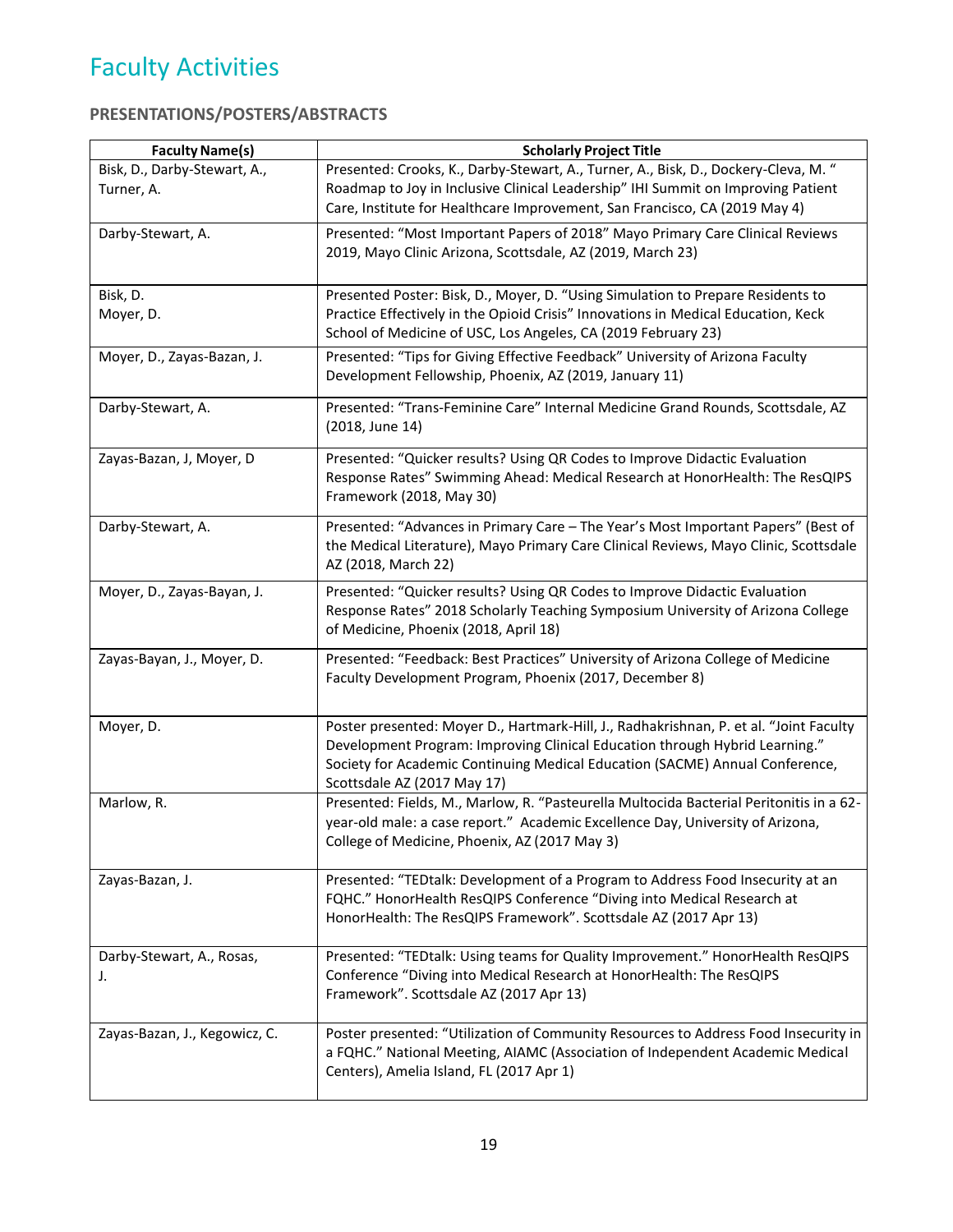# Faculty Activities

## PRESENTATIONS/POSTERS/ABSTRACTS

| Faculty Name(s) | Scholarly Project Title |
|---|---|
| Bisk, D., Darby-Stewart, A., Turner, A. | Presented: Crooks, K., Darby-Stewart, A., Turner, A., Bisk, D., Dockery-Cleva, M. " Roadmap to Joy in Inclusive Clinical Leadership" IHI Summit on Improving Patient Care, Institute for Healthcare Improvement, San Francisco, CA (2019 May 4) |
| Darby-Stewart, A. | Presented: "Most Important Papers of 2018" Mayo Primary Care Clinical Reviews 2019, Mayo Clinic Arizona, Scottsdale, AZ (2019, March 23) |
| Bisk, D. Moyer, D. | Presented Poster: Bisk, D., Moyer, D. "Using Simulation to Prepare Residents to Practice Effectively in the Opioid Crisis" Innovations in Medical Education, Keck School of Medicine of USC, Los Angeles, CA (2019 February 23) |
| Moyer, D., Zayas-Bazan, J. | Presented: "Tips for Giving Effective Feedback" University of Arizona Faculty Development Fellowship, Phoenix, AZ (2019, January 11) |
| Darby-Stewart, A. | Presented: "Trans-Feminine Care" Internal Medicine Grand Rounds, Scottsdale, AZ (2018, June 14) |
| Zayas-Bazan, J, Moyer, D | Presented: "Quicker results? Using QR Codes to Improve Didactic Evaluation Response Rates" Swimming Ahead: Medical Research at HonorHealth: The ResQIPS Framework (2018, May 30) |
| Darby-Stewart, A. | Presented: "Advances in Primary Care – The Year's Most Important Papers" (Best of the Medical Literature), Mayo Primary Care Clinical Reviews, Mayo Clinic, Scottsdale AZ (2018, March 22) |
| Moyer, D., Zayas-Bayan, J. | Presented: "Quicker results? Using QR Codes to Improve Didactic Evaluation Response Rates" 2018 Scholarly Teaching Symposium University of Arizona College of Medicine, Phoenix (2018, April 18) |
| Zayas-Bayan, J., Moyer, D. | Presented: "Feedback: Best Practices" University of Arizona College of Medicine Faculty Development Program, Phoenix (2017, December 8) |
| Moyer, D. | Poster presented: Moyer D., Hartmark-Hill, J., Radhakrishnan, P. et al. "Joint Faculty Development Program: Improving Clinical Education through Hybrid Learning." Society for Academic Continuing Medical Education (SACME) Annual Conference, Scottsdale AZ (2017 May 17) |
| Marlow, R. | Presented: Fields, M., Marlow, R. "Pasteurella Multocida Bacterial Peritonitis in a 62-year-old male: a case report." Academic Excellence Day, University of Arizona, College of Medicine, Phoenix, AZ (2017 May 3) |
| Zayas-Bazan, J. | Presented: "TEDtalk: Development of a Program to Address Food Insecurity at an FQHC." HonorHealth ResQIPS Conference "Diving into Medical Research at HonorHealth: The ResQIPS Framework". Scottsdale AZ (2017 Apr 13) |
| Darby-Stewart, A., Rosas, J. | Presented: "TEDtalk: Using teams for Quality Improvement." HonorHealth ResQIPS Conference "Diving into Medical Research at HonorHealth: The ResQIPS Framework". Scottsdale AZ (2017 Apr 13) |
| Zayas-Bazan, J., Kegowicz, C. | Poster presented: "Utilization of Community Resources to Address Food Insecurity in a FQHC." National Meeting, AIAMC (Association of Independent Academic Medical Centers), Amelia Island, FL (2017 Apr 1) |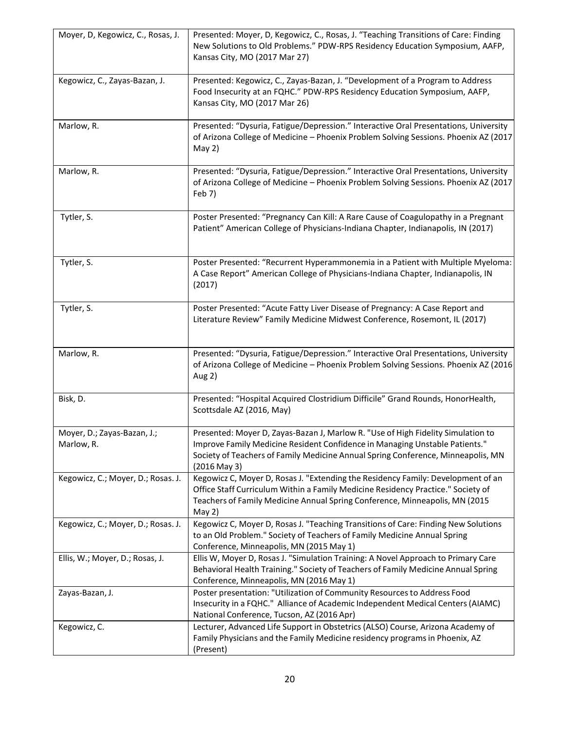| | |
|---|---|
| Moyer, D, Kegowicz, C., Rosas, J. | Presented: Moyer, D, Kegowicz, C., Rosas, J. "Teaching Transitions of Care: Finding New Solutions to Old Problems." PDW-RPS Residency Education Symposium, AAFP, Kansas City, MO (2017 Mar 27) |
| Kegowicz, C., Zayas-Bazan, J. | Presented: Kegowicz, C., Zayas-Bazan, J. "Development of a Program to Address Food Insecurity at an FQHC." PDW-RPS Residency Education Symposium, AAFP, Kansas City, MO (2017 Mar 26) |
| Marlow, R. | Presented: "Dysuria, Fatigue/Depression." Interactive Oral Presentations, University of Arizona College of Medicine – Phoenix Problem Solving Sessions. Phoenix AZ (2017 May 2) |
| Marlow, R. | Presented: "Dysuria, Fatigue/Depression." Interactive Oral Presentations, University of Arizona College of Medicine – Phoenix Problem Solving Sessions. Phoenix AZ (2017 Feb 7) |
| Tytler, S. | Poster Presented: "Pregnancy Can Kill: A Rare Cause of Coagulopathy in a Pregnant Patient" American College of Physicians-Indiana Chapter, Indianapolis, IN (2017) |
| Tytler, S. | Poster Presented: "Recurrent Hyperammonemia in a Patient with Multiple Myeloma: A Case Report" American College of Physicians-Indiana Chapter, Indianapolis, IN (2017) |
| Tytler, S. | Poster Presented: "Acute Fatty Liver Disease of Pregnancy: A Case Report and Literature Review" Family Medicine Midwest Conference, Rosemont, IL (2017) |
| Marlow, R. | Presented: "Dysuria, Fatigue/Depression." Interactive Oral Presentations, University of Arizona College of Medicine – Phoenix Problem Solving Sessions. Phoenix AZ (2016 Aug 2) |
| Bisk, D. | Presented: "Hospital Acquired Clostridium Difficile" Grand Rounds, HonorHealth, Scottsdale AZ (2016, May) |
| Moyer, D.; Zayas-Bazan, J.; Marlow, R. | Presented: Moyer D, Zayas-Bazan J, Marlow R. "Use of High Fidelity Simulation to Improve Family Medicine Resident Confidence in Managing Unstable Patients." Society of Teachers of Family Medicine Annual Spring Conference, Minneapolis, MN (2016 May 3) |
| Kegowicz, C.; Moyer, D.; Rosas. J. | Kegowicz C, Moyer D, Rosas J. "Extending the Residency Family: Development of an Office Staff Curriculum Within a Family Medicine Residency Practice." Society of Teachers of Family Medicine Annual Spring Conference, Minneapolis, MN (2015 May 2) |
| Kegowicz, C.; Moyer, D.; Rosas. J. | Kegowicz C, Moyer D, Rosas J. "Teaching Transitions of Care: Finding New Solutions to an Old Problem." Society of Teachers of Family Medicine Annual Spring Conference, Minneapolis, MN (2015 May 1) |
| Ellis, W.; Moyer, D.; Rosas, J. | Ellis W, Moyer D, Rosas J. "Simulation Training: A Novel Approach to Primary Care Behavioral Health Training." Society of Teachers of Family Medicine Annual Spring Conference, Minneapolis, MN (2016 May 1) |
| Zayas-Bazan, J. | Poster presentation: "Utilization of Community Resources to Address Food Insecurity in a FQHC." Alliance of Academic Independent Medical Centers (AIAMC) National Conference, Tucson, AZ (2016 Apr) |
| Kegowicz, C. | Lecturer, Advanced Life Support in Obstetrics (ALSO) Course, Arizona Academy of Family Physicians and the Family Medicine residency programs in Phoenix, AZ (Present) |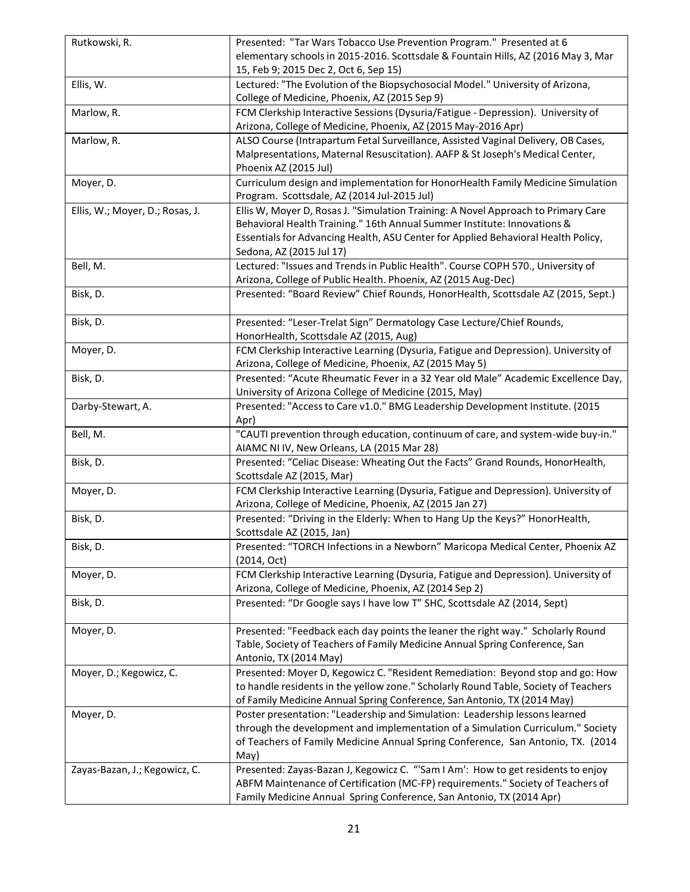| | |
|---|---|
| Rutkowski, R. | Presented: "Tar Wars Tobacco Use Prevention Program." Presented at 6 elementary schools in 2015-2016. Scottsdale & Fountain Hills, AZ (2016 May 3, Mar 15, Feb 9; 2015 Dec 2, Oct 6, Sep 15) |
| Ellis, W. | Lectured: "The Evolution of the Biopsychosocial Model." University of Arizona, College of Medicine, Phoenix, AZ (2015 Sep 9) |
| Marlow, R. | FCM Clerkship Interactive Sessions (Dysuria/Fatigue - Depression). University of Arizona, College of Medicine, Phoenix, AZ (2015 May-2016 Apr) |
| Marlow, R. | ALSO Course (Intrapartum Fetal Surveillance, Assisted Vaginal Delivery, OB Cases, Malpresentations, Maternal Resuscitation). AAFP & St Joseph's Medical Center, Phoenix AZ (2015 Jul) |
| Moyer, D. | Curriculum design and implementation for HonorHealth Family Medicine Simulation Program. Scottsdale, AZ (2014 Jul-2015 Jul) |
| Ellis, W.; Moyer, D.; Rosas, J. | Ellis W, Moyer D, Rosas J. "Simulation Training: A Novel Approach to Primary Care Behavioral Health Training." 16th Annual Summer Institute: Innovations & Essentials for Advancing Health, ASU Center for Applied Behavioral Health Policy, Sedona, AZ (2015 Jul 17) |
| Bell, M. | Lectured: "Issues and Trends in Public Health". Course COPH 570., University of Arizona, College of Public Health. Phoenix, AZ (2015 Aug-Dec) |
| Bisk, D. | Presented: "Board Review" Chief Rounds, HonorHealth, Scottsdale AZ (2015, Sept.) |
| Bisk, D. | Presented: "Leser-Trelat Sign" Dermatology Case Lecture/Chief Rounds, HonorHealth, Scottsdale AZ (2015, Aug) |
| Moyer, D. | FCM Clerkship Interactive Learning (Dysuria, Fatigue and Depression). University of Arizona, College of Medicine, Phoenix, AZ (2015 May 5) |
| Bisk, D. | Presented: "Acute Rheumatic Fever in a 32 Year old Male" Academic Excellence Day, University of Arizona College of Medicine (2015, May) |
| Darby-Stewart, A. | Presented: "Access to Care v1.0." BMG Leadership Development Institute. (2015 Apr) |
| Bell, M. | "CAUTI prevention through education, continuum of care, and system-wide buy-in." AIAMC NI IV, New Orleans, LA (2015 Mar 28) |
| Bisk, D. | Presented: "Celiac Disease: Wheating Out the Facts" Grand Rounds, HonorHealth, Scottsdale AZ (2015, Mar) |
| Moyer, D. | FCM Clerkship Interactive Learning (Dysuria, Fatigue and Depression). University of Arizona, College of Medicine, Phoenix, AZ (2015 Jan 27) |
| Bisk, D. | Presented: "Driving in the Elderly: When to Hang Up the Keys?" HonorHealth, Scottsdale AZ (2015, Jan) |
| Bisk, D. | Presented: "TORCH Infections in a Newborn" Maricopa Medical Center, Phoenix AZ (2014, Oct) |
| Moyer, D. | FCM Clerkship Interactive Learning (Dysuria, Fatigue and Depression). University of Arizona, College of Medicine, Phoenix, AZ (2014 Sep 2) |
| Bisk, D. | Presented: "Dr Google says I have low T" SHC, Scottsdale AZ (2014, Sept) |
| Moyer, D. | Presented: "Feedback each day points the leaner the right way." Scholarly Round Table, Society of Teachers of Family Medicine Annual Spring Conference, San Antonio, TX (2014 May) |
| Moyer, D.; Kegowicz, C. | Presented: Moyer D, Kegowicz C. "Resident Remediation: Beyond stop and go: How to handle residents in the yellow zone." Scholarly Round Table, Society of Teachers of Family Medicine Annual Spring Conference, San Antonio, TX (2014 May) |
| Moyer, D. | Poster presentation: "Leadership and Simulation: Leadership lessons learned through the development and implementation of a Simulation Curriculum." Society of Teachers of Family Medicine Annual Spring Conference, San Antonio, TX. (2014 May) |
| Zayas-Bazan, J.; Kegowicz, C. | Presented: Zayas-Bazan J, Kegowicz C. "'Sam I Am': How to get residents to enjoy ABFM Maintenance of Certification (MC-FP) requirements." Society of Teachers of Family Medicine Annual Spring Conference, San Antonio, TX (2014 Apr) |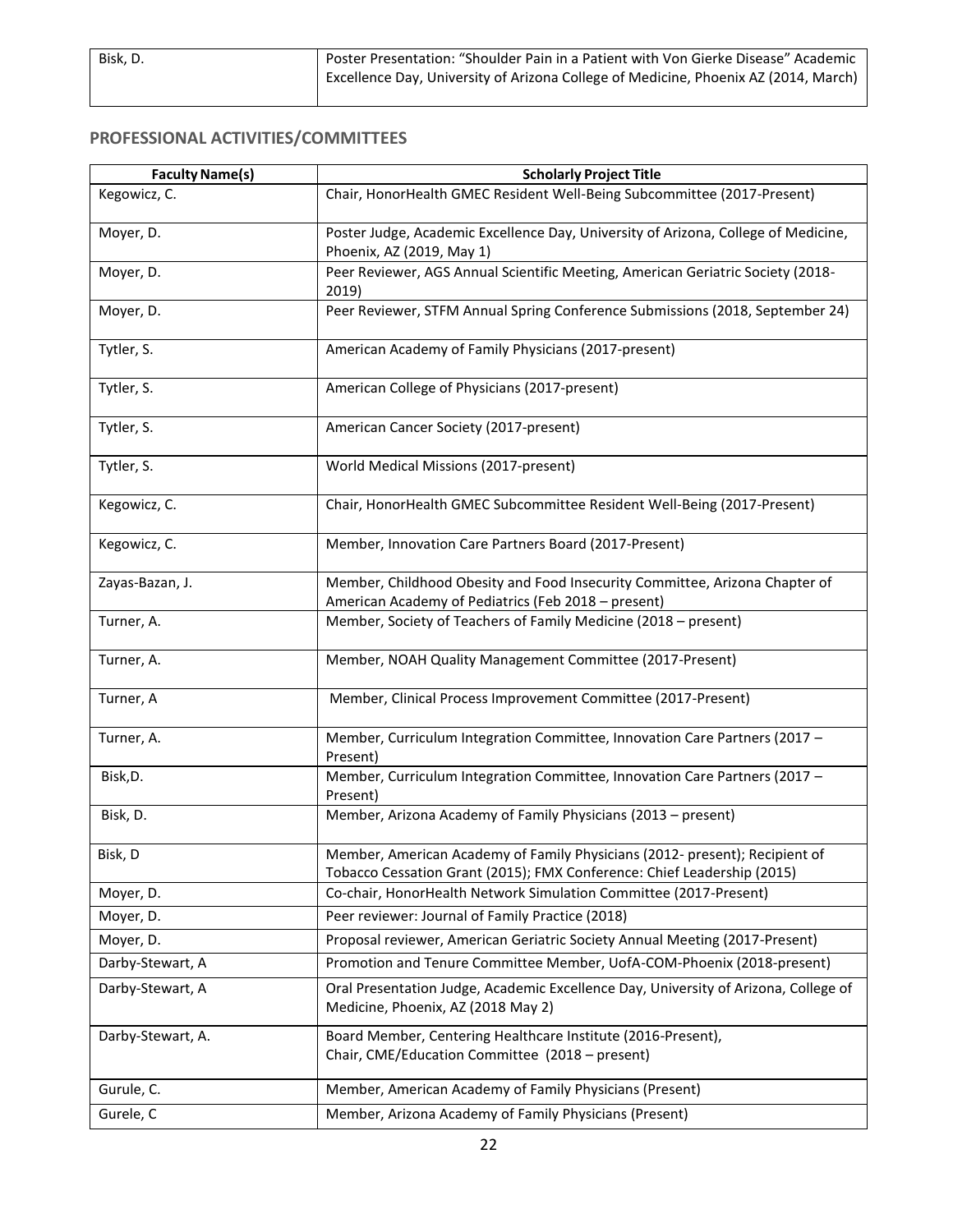| Bisk, D. | Poster Presentation: "Shoulder Pain in a Patient with Von Gierke Disease" Academic Excellence Day, University of Arizona College of Medicine, Phoenix AZ (2014, March) |
|---|---|

## PROFESSIONAL ACTIVITIES/COMMITTEES

| Faculty Name(s) | Scholarly Project Title |
|---|---|
| Kegowicz, C. | Chair, HonorHealth GMEC Resident Well-Being Subcommittee (2017-Present) |
| Moyer, D. | Poster Judge, Academic Excellence Day, University of Arizona, College of Medicine, Phoenix, AZ (2019, May 1) |
| Moyer, D. | Peer Reviewer, AGS Annual Scientific Meeting, American Geriatric Society (2018-2019) |
| Moyer, D. | Peer Reviewer, STFM Annual Spring Conference Submissions (2018, September 24) |
| Tytler, S. | American Academy of Family Physicians (2017-present) |
| Tytler, S. | American College of Physicians (2017-present) |
| Tytler, S. | American Cancer Society (2017-present) |
| Tytler, S. | World Medical Missions (2017-present) |
| Kegowicz, C. | Chair, HonorHealth GMEC Subcommittee Resident Well-Being (2017-Present) |
| Kegowicz, C. | Member, Innovation Care Partners Board (2017-Present) |
| Zayas-Bazan, J. | Member, Childhood Obesity and Food Insecurity Committee, Arizona Chapter of American Academy of Pediatrics (Feb 2018 – present) |
| Turner, A. | Member, Society of Teachers of Family Medicine (2018 – present) |
| Turner, A. | Member, NOAH Quality Management Committee (2017-Present) |
| Turner, A | Member, Clinical Process Improvement Committee (2017-Present) |
| Turner, A. | Member, Curriculum Integration Committee, Innovation Care Partners (2017 – Present) |
| Bisk,D. | Member, Curriculum Integration Committee, Innovation Care Partners (2017 – Present) |
| Bisk, D. | Member, Arizona Academy of Family Physicians (2013 – present) |
| Bisk, D | Member, American Academy of Family Physicians (2012- present); Recipient of Tobacco Cessation Grant (2015); FMX Conference: Chief Leadership (2015) |
| Moyer, D. | Co-chair, HonorHealth Network Simulation Committee (2017-Present) |
| Moyer, D. | Peer reviewer: Journal of Family Practice (2018) |
| Moyer, D. | Proposal reviewer, American Geriatric Society Annual Meeting (2017-Present) |
| Darby-Stewart, A | Promotion and Tenure Committee Member, UofA-COM-Phoenix (2018-present) |
| Darby-Stewart, A | Oral Presentation Judge, Academic Excellence Day, University of Arizona, College of Medicine, Phoenix, AZ (2018 May 2) |
| Darby-Stewart, A. | Board Member, Centering Healthcare Institute (2016-Present), Chair, CME/Education Committee (2018 – present) |
| Gurule, C. | Member, American Academy of Family Physicians (Present) |
| Gurele, C | Member, Arizona Academy of Family Physicians (Present) |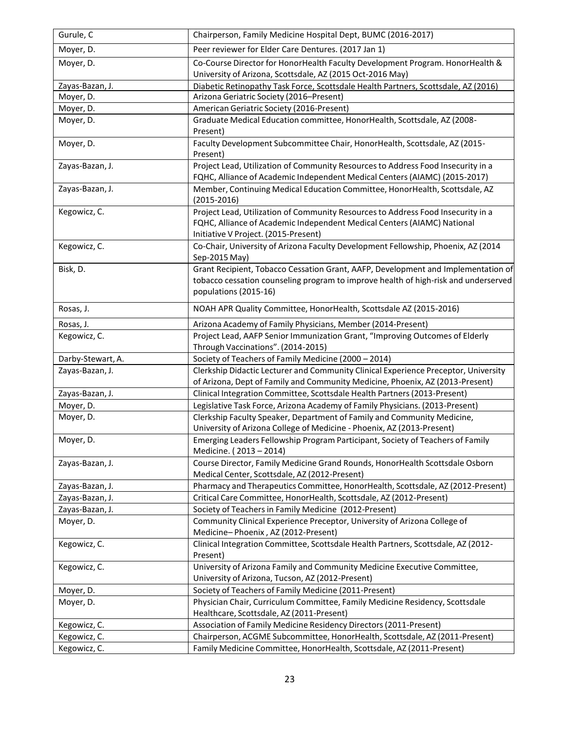| Gurule, C | Chairperson, Family Medicine Hospital Dept, BUMC (2016-2017) |
|---|---|
| Moyer, D. | Peer reviewer for Elder Care Dentures. (2017 Jan 1) |
| Moyer, D. | Co-Course Director for HonorHealth Faculty Development Program. HonorHealth & University of Arizona, Scottsdale, AZ (2015 Oct-2016 May) |
| Zayas-Bazan, J. | Diabetic Retinopathy Task Force, Scottsdale Health Partners, Scottsdale, AZ (2016) |
| Moyer, D. | Arizona Geriatric Society (2016–Present) |
| Moyer, D. | American Geriatric Society (2016-Present) |
| Moyer, D. | Graduate Medical Education committee, HonorHealth, Scottsdale, AZ (2008-Present) |
| Moyer, D. | Faculty Development Subcommittee Chair, HonorHealth, Scottsdale, AZ (2015-Present) |
| Zayas-Bazan, J. | Project Lead, Utilization of Community Resources to Address Food Insecurity in a FQHC, Alliance of Academic Independent Medical Centers (AIAMC) (2015-2017) |
| Zayas-Bazan, J. | Member, Continuing Medical Education Committee, HonorHealth, Scottsdale, AZ (2015-2016) |
| Kegowicz, C. | Project Lead, Utilization of Community Resources to Address Food Insecurity in a FQHC, Alliance of Academic Independent Medical Centers (AIAMC) National Initiative V Project. (2015-Present) |
| Kegowicz, C. | Co-Chair, University of Arizona Faculty Development Fellowship, Phoenix, AZ (2014 Sep-2015 May) |
| Bisk, D. | Grant Recipient, Tobacco Cessation Grant, AAFP, Development and Implementation of tobacco cessation counseling program to improve health of high-risk and underserved populations (2015-16) |
| Rosas, J. | NOAH APR Quality Committee, HonorHealth, Scottsdale AZ (2015-2016) |
| Rosas, J. | Arizona Academy of Family Physicians, Member (2014-Present) |
| Kegowicz, C. | Project Lead, AAFP Senior Immunization Grant, "Improving Outcomes of Elderly Through Vaccinations". (2014-2015) |
| Darby-Stewart, A. | Society of Teachers of Family Medicine (2000 – 2014) |
| Zayas-Bazan, J. | Clerkship Didactic Lecturer and Community Clinical Experience Preceptor, University of Arizona, Dept of Family and Community Medicine, Phoenix, AZ (2013-Present) |
| Zayas-Bazan, J. | Clinical Integration Committee, Scottsdale Health Partners (2013-Present) |
| Moyer, D. | Legislative Task Force, Arizona Academy of Family Physicians. (2013-Present) |
| Moyer, D. | Clerkship Faculty Speaker, Department of Family and Community Medicine, University of Arizona College of Medicine - Phoenix, AZ (2013-Present) |
| Moyer, D. | Emerging Leaders Fellowship Program Participant, Society of Teachers of Family Medicine. ( 2013 – 2014) |
| Zayas-Bazan, J. | Course Director, Family Medicine Grand Rounds, HonorHealth Scottsdale Osborn Medical Center, Scottsdale, AZ (2012-Present) |
| Zayas-Bazan, J. | Pharmacy and Therapeutics Committee, HonorHealth, Scottsdale, AZ (2012-Present) |
| Zayas-Bazan, J. | Critical Care Committee, HonorHealth, Scottsdale, AZ (2012-Present) |
| Zayas-Bazan, J. | Society of Teachers in Family Medicine (2012-Present) |
| Moyer, D. | Community Clinical Experience Preceptor, University of Arizona College of Medicine– Phoenix , AZ (2012-Present) |
| Kegowicz, C. | Clinical Integration Committee, Scottsdale Health Partners, Scottsdale, AZ (2012-Present) |
| Kegowicz, C. | University of Arizona Family and Community Medicine Executive Committee, University of Arizona, Tucson, AZ (2012-Present) |
| Moyer, D. | Society of Teachers of Family Medicine (2011-Present) |
| Moyer, D. | Physician Chair, Curriculum Committee, Family Medicine Residency, Scottsdale Healthcare, Scottsdale, AZ (2011-Present) |
| Kegowicz, C. | Association of Family Medicine Residency Directors (2011-Present) |
| Kegowicz, C. | Chairperson, ACGME Subcommittee, HonorHealth, Scottsdale, AZ (2011-Present) |
| Kegowicz, C. | Family Medicine Committee, HonorHealth, Scottsdale, AZ (2011-Present) |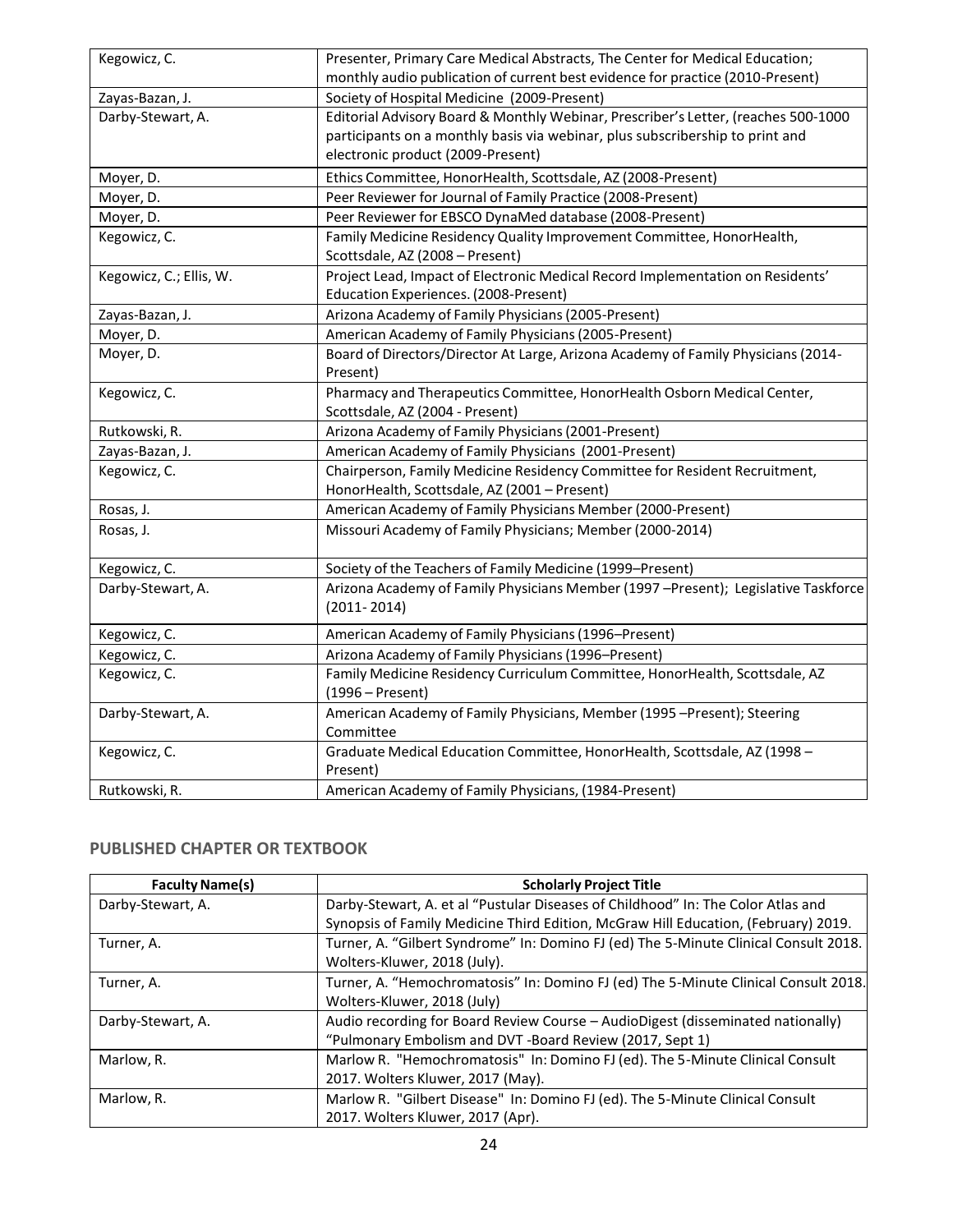| | |
|---|---|
| Kegowicz, C. | Presenter, Primary Care Medical Abstracts, The Center for Medical Education; monthly audio publication of current best evidence for practice (2010-Present) |
| Zayas-Bazan, J. | Society of Hospital Medicine (2009-Present) |
| Darby-Stewart, A. | Editorial Advisory Board & Monthly Webinar, Prescriber's Letter, (reaches 500-1000 participants on a monthly basis via webinar, plus subscribership to print and electronic product (2009-Present) |
| Moyer, D. | Ethics Committee, HonorHealth, Scottsdale, AZ (2008-Present) |
| Moyer, D. | Peer Reviewer for Journal of Family Practice (2008-Present) |
| Moyer, D. | Peer Reviewer for EBSCO DynaMed database (2008-Present) |
| Kegowicz, C. | Family Medicine Residency Quality Improvement Committee, HonorHealth, Scottsdale, AZ (2008 – Present) |
| Kegowicz, C.; Ellis, W. | Project Lead, Impact of Electronic Medical Record Implementation on Residents' Education Experiences. (2008-Present) |
| Zayas-Bazan, J. | Arizona Academy of Family Physicians (2005-Present) |
| Moyer, D. | American Academy of Family Physicians (2005-Present) |
| Moyer, D. | Board of Directors/Director At Large, Arizona Academy of Family Physicians (2014-Present) |
| Kegowicz, C. | Pharmacy and Therapeutics Committee, HonorHealth Osborn Medical Center, Scottsdale, AZ (2004 - Present) |
| Rutkowski, R. | Arizona Academy of Family Physicians (2001-Present) |
| Zayas-Bazan, J. | American Academy of Family Physicians (2001-Present) |
| Kegowicz, C. | Chairperson, Family Medicine Residency Committee for Resident Recruitment, HonorHealth, Scottsdale, AZ (2001 – Present) |
| Rosas, J. | American Academy of Family Physicians Member (2000-Present) |
| Rosas, J. | Missouri Academy of Family Physicians; Member (2000-2014) |
| Kegowicz, C. | Society of the Teachers of Family Medicine (1999–Present) |
| Darby-Stewart, A. | Arizona Academy of Family Physicians Member (1997 –Present); Legislative Taskforce (2011- 2014) |
| Kegowicz, C. | American Academy of Family Physicians (1996–Present) |
| Kegowicz, C. | Arizona Academy of Family Physicians (1996–Present) |
| Kegowicz, C. | Family Medicine Residency Curriculum Committee, HonorHealth, Scottsdale, AZ (1996 – Present) |
| Darby-Stewart, A. | American Academy of Family Physicians, Member (1995 –Present); Steering Committee |
| Kegowicz, C. | Graduate Medical Education Committee, HonorHealth, Scottsdale, AZ (1998 – Present) |
| Rutkowski, R. | American Academy of Family Physicians, (1984-Present) |

## PUBLISHED CHAPTER OR TEXTBOOK

| Faculty Name(s) | Scholarly Project Title |
|---|---|
| Darby-Stewart, A. | Darby-Stewart, A. et al "Pustular Diseases of Childhood" In: The Color Atlas and Synopsis of Family Medicine Third Edition, McGraw Hill Education, (February) 2019. |
| Turner, A. | Turner, A. "Gilbert Syndrome" In: Domino FJ (ed) The 5-Minute Clinical Consult 2018. Wolters-Kluwer, 2018 (July). |
| Turner, A. | Turner, A. "Hemochromatosis" In: Domino FJ (ed) The 5-Minute Clinical Consult 2018. Wolters-Kluwer, 2018 (July) |
| Darby-Stewart, A. | Audio recording for Board Review Course – AudioDigest (disseminated nationally) "Pulmonary Embolism and DVT -Board Review (2017, Sept 1) |
| Marlow, R. | Marlow R. "Hemochromatosis" In: Domino FJ (ed). The 5-Minute Clinical Consult 2017. Wolters Kluwer, 2017 (May). |
| Marlow, R. | Marlow R. "Gilbert Disease" In: Domino FJ (ed). The 5-Minute Clinical Consult 2017. Wolters Kluwer, 2017 (Apr). |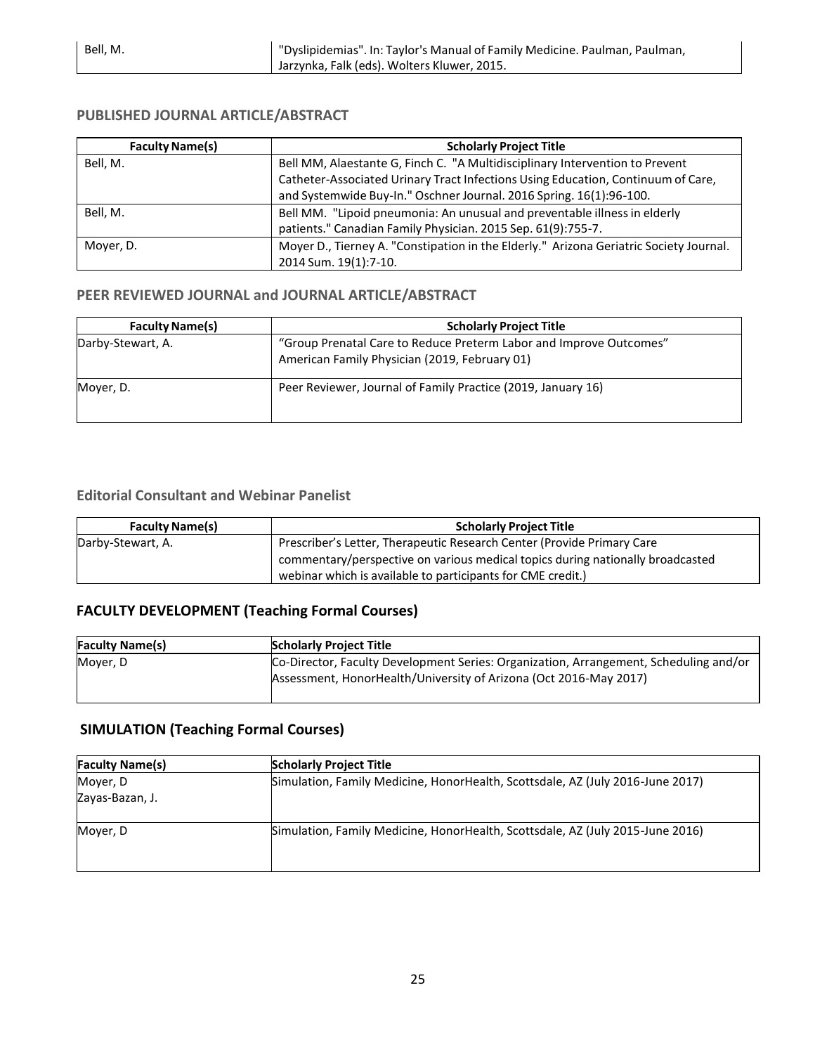| Bell, M. | "Dyslipidemias". In: Taylor's Manual of Family Medicine. Paulman, Paulman, Jarzynka, Falk (eds). Wolters Kluwer, 2015. |
|---|---|

## PUBLISHED JOURNAL ARTICLE/ABSTRACT

| Faculty Name(s) | Scholarly Project Title |
|---|---|
| Bell, M. | Bell MM, Alaestante G, Finch C. "A Multidisciplinary Intervention to Prevent Catheter-Associated Urinary Tract Infections Using Education, Continuum of Care, and Systemwide Buy-In." Oschner Journal. 2016 Spring. 16(1):96-100. |
| Bell, M. | Bell MM. "Lipoid pneumonia: An unusual and preventable illness in elderly patients." Canadian Family Physician. 2015 Sep. 61(9):755-7. |
| Moyer, D. | Moyer D., Tierney A. "Constipation in the Elderly." Arizona Geriatric Society Journal. 2014 Sum. 19(1):7-10. |

## PEER REVIEWED JOURNAL and JOURNAL ARTICLE/ABSTRACT

| Faculty Name(s) | Scholarly Project Title |
|---|---|
| Darby-Stewart, A. | "Group Prenatal Care to Reduce Preterm Labor and Improve Outcomes" American Family Physician (2019, February 01) |
| Moyer, D. | Peer Reviewer, Journal of Family Practice (2019, January 16) |

## Editorial Consultant and Webinar Panelist

| Faculty Name(s) | Scholarly Project Title |
|---|---|
| Darby-Stewart, A. | Prescriber's Letter, Therapeutic Research Center (Provide Primary Care commentary/perspective on various medical topics during nationally broadcasted webinar which is available to participants for CME credit.) |

## FACULTY DEVELOPMENT (Teaching Formal Courses)

| Faculty Name(s) | Scholarly Project Title |
|---|---|
| Moyer, D | Co-Director, Faculty Development Series: Organization, Arrangement, Scheduling and/or Assessment, HonorHealth/University of Arizona (Oct 2016-May 2017) |

## SIMULATION (Teaching Formal Courses)

| Faculty Name(s) | Scholarly Project Title |
|---|---|
| Moyer, D<br>Zayas-Bazan, J. | Simulation, Family Medicine, HonorHealth, Scottsdale, AZ (July 2016-June 2017) |
| Moyer, D | Simulation, Family Medicine, HonorHealth, Scottsdale, AZ (July 2015-June 2016) |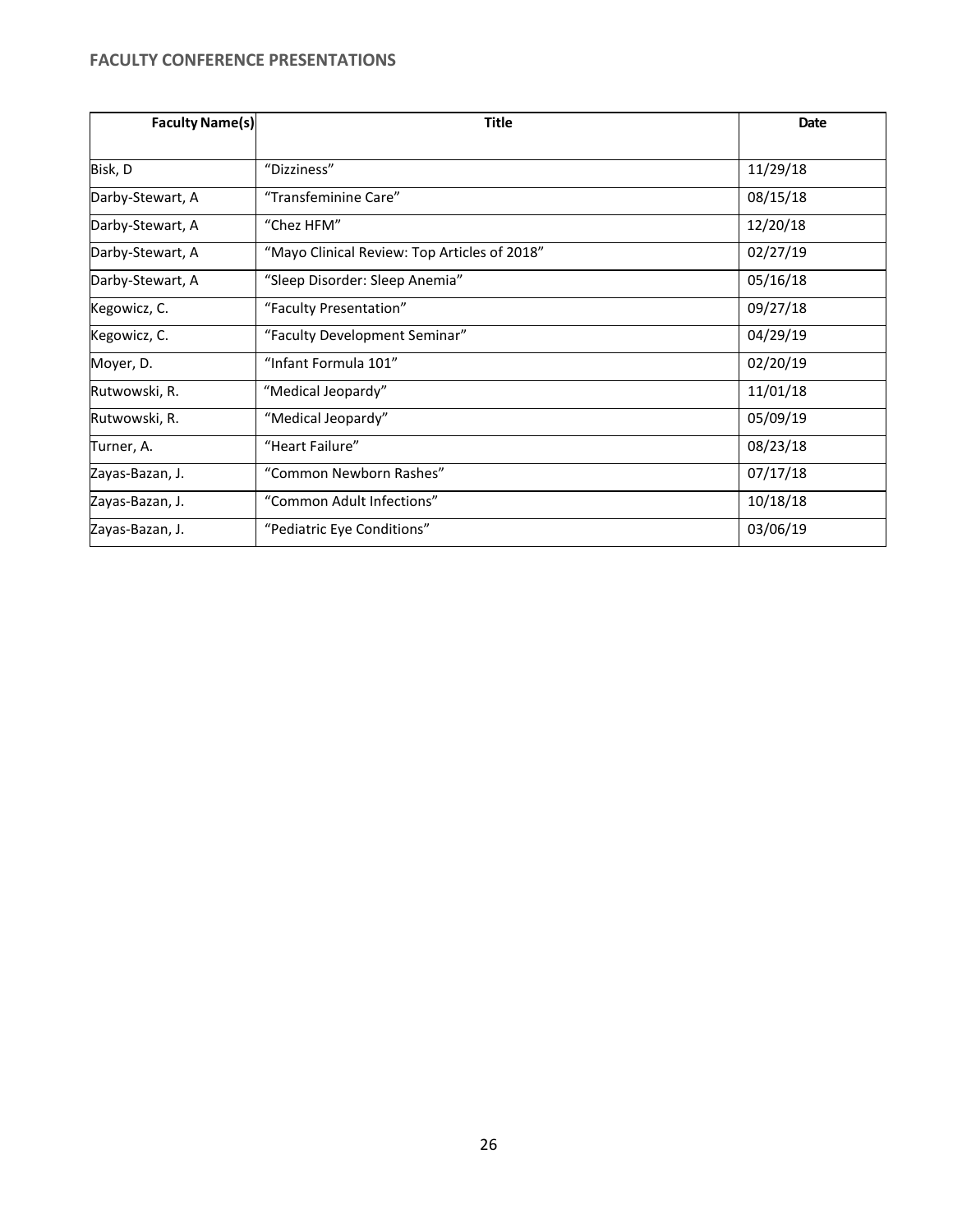## FACULTY CONFERENCE PRESENTATIONS

| Faculty Name(s) | Title | Date |
|---|---|---|
| Bisk, D | “Dizziness” | 11/29/18 |
| Darby-Stewart, A | “Transfeminine Care” | 08/15/18 |
| Darby-Stewart, A | “Chez HFM” | 12/20/18 |
| Darby-Stewart, A | “Mayo Clinical Review: Top Articles of 2018” | 02/27/19 |
| Darby-Stewart, A | “Sleep Disorder: Sleep Anemia” | 05/16/18 |
| Kegowicz, C. | “Faculty Presentation” | 09/27/18 |
| Kegowicz, C. | “Faculty Development Seminar” | 04/29/19 |
| Moyer, D. | “Infant Formula 101” | 02/20/19 |
| Rutwowski, R. | “Medical Jeopardy” | 11/01/18 |
| Rutwowski, R. | “Medical Jeopardy” | 05/09/19 |
| Turner, A. | “Heart Failure” | 08/23/18 |
| Zayas-Bazan, J. | “Common Newborn Rashes” | 07/17/18 |
| Zayas-Bazan, J. | “Common Adult Infections” | 10/18/18 |
| Zayas-Bazan, J. | “Pediatric Eye Conditions” | 03/06/19 |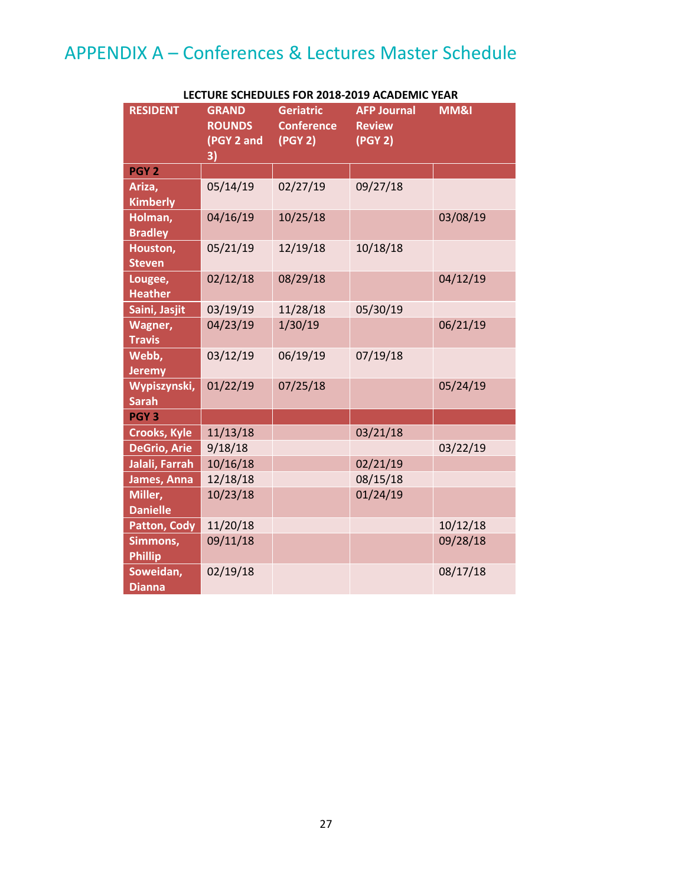# APPENDIX A – Conferences & Lectures Master Schedule

**LECTURE SCHEDULES FOR 2018-2019 ACADEMIC YEAR**

| RESIDENT | GRAND ROUNDS (PGY 2 and 3) | Geriatric Conference (PGY 2) | AFP Journal Review (PGY 2) | MM&I |
|---|---|---|---|---|
| **PGY 2** | | | | |
| Ariza, Kimberly | 05/14/19 | 02/27/19 | 09/27/18 | |
| Holman, Bradley | 04/16/19 | 10/25/18 | | 03/08/19 |
| Houston, Steven | 05/21/19 | 12/19/18 | 10/18/18 | |
| Lougee, Heather | 02/12/18 | 08/29/18 | | 04/12/19 |
| Saini, Jasjit | 03/19/19 | 11/28/18 | 05/30/19 | |
| Wagner, Travis | 04/23/19 | 1/30/19 | | 06/21/19 |
| Webb, Jeremy | 03/12/19 | 06/19/19 | 07/19/18 | |
| Wypiszynski, Sarah | 01/22/19 | 07/25/18 | | 05/24/19 |
| **PGY 3** | | | | |
| Crooks, Kyle | 11/13/18 | | 03/21/18 | |
| DeGrio, Arie | 9/18/18 | | | 03/22/19 |
| Jalali, Farrah | 10/16/18 | | 02/21/19 | |
| James, Anna | 12/18/18 | | 08/15/18 | |
| Miller, Danielle | 10/23/18 | | 01/24/19 | |
| Patton, Cody | 11/20/18 | | | 10/12/18 |
| Simmons, Phillip | 09/11/18 | | | 09/28/18 |
| Soweidan, Dianna | 02/19/18 | | | 08/17/18 |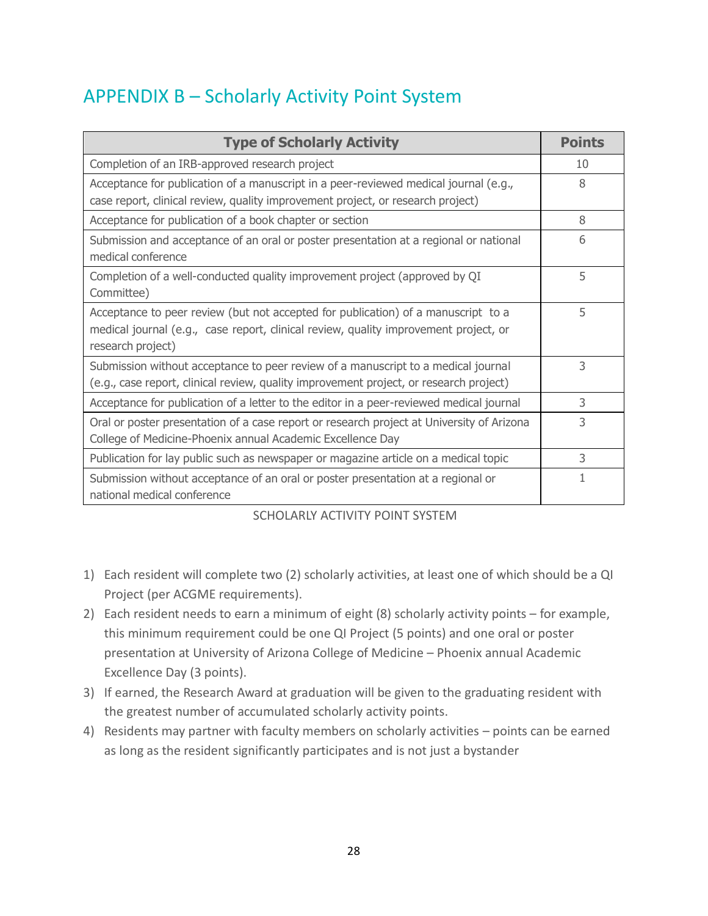# APPENDIX B – Scholarly Activity Point System

| Type of Scholarly Activity | Points |
|---|---|
| Completion of an IRB-approved research project | 10 |
| Acceptance for publication of a manuscript in a peer-reviewed medical journal (e.g., case report, clinical review, quality improvement project, or research project) | 8 |
| Acceptance for publication of a book chapter or section | 8 |
| Submission and acceptance of an oral or poster presentation at a regional or national medical conference | 6 |
| Completion of a well-conducted quality improvement project (approved by QI Committee) | 5 |
| Acceptance to peer review (but not accepted for publication) of a manuscript to a medical journal (e.g., case report, clinical review, quality improvement project, or research project) | 5 |
| Submission without acceptance to peer review of a manuscript to a medical journal (e.g., case report, clinical review, quality improvement project, or research project) | 3 |
| Acceptance for publication of a letter to the editor in a peer-reviewed medical journal | 3 |
| Oral or poster presentation of a case report or research project at University of Arizona College of Medicine-Phoenix annual Academic Excellence Day | 3 |
| Publication for lay public such as newspaper or magazine article on a medical topic | 3 |
| Submission without acceptance of an oral or poster presentation at a regional or national medical conference | 1 |

SCHOLARLY ACTIVITY POINT SYSTEM

1) Each resident will complete two (2) scholarly activities, at least one of which should be a QI Project (per ACGME requirements).
2) Each resident needs to earn a minimum of eight (8) scholarly activity points – for example, this minimum requirement could be one QI Project (5 points) and one oral or poster presentation at University of Arizona College of Medicine – Phoenix annual Academic Excellence Day (3 points).
3) If earned, the Research Award at graduation will be given to the graduating resident with the greatest number of accumulated scholarly activity points.
4) Residents may partner with faculty members on scholarly activities – points can be earned as long as the resident significantly participates and is not just a bystander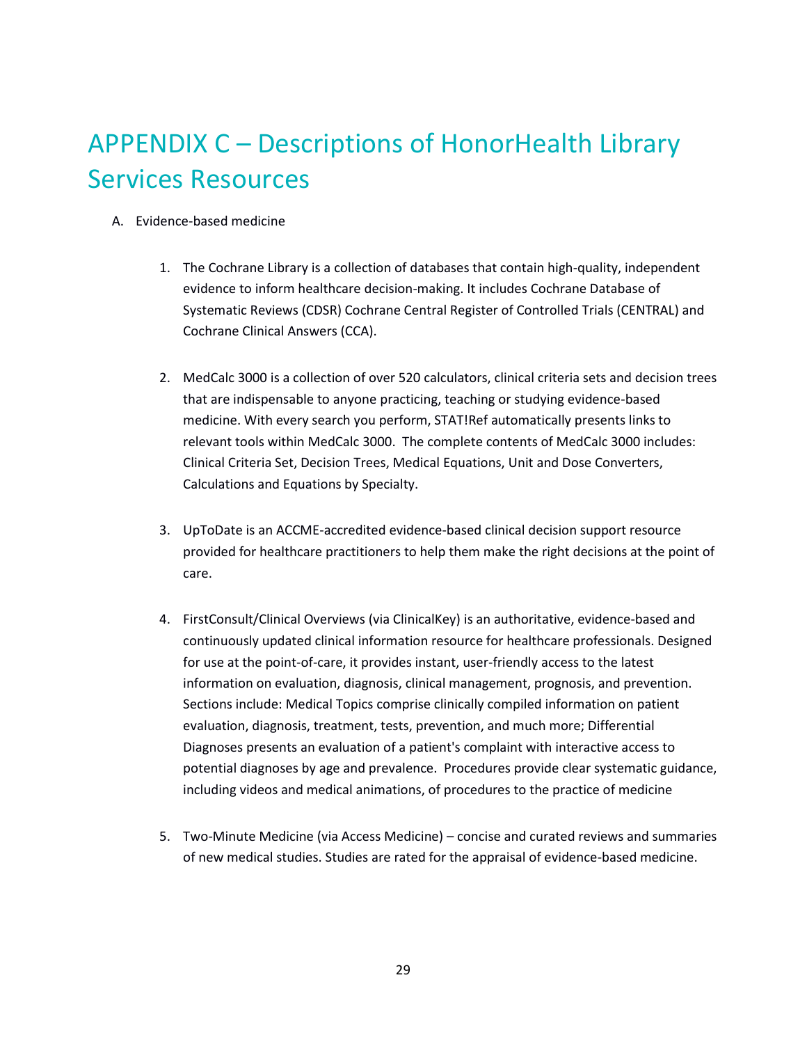# APPENDIX C – Descriptions of HonorHealth Library Services Resources

A. Evidence-based medicine

1. The Cochrane Library is a collection of databases that contain high-quality, independent evidence to inform healthcare decision-making. It includes Cochrane Database of Systematic Reviews (CDSR) Cochrane Central Register of Controlled Trials (CENTRAL) and Cochrane Clinical Answers (CCA).

2. MedCalc 3000 is a collection of over 520 calculators, clinical criteria sets and decision trees that are indispensable to anyone practicing, teaching or studying evidence-based medicine. With every search you perform, STAT!Ref automatically presents links to relevant tools within MedCalc 3000. The complete contents of MedCalc 3000 includes: Clinical Criteria Set, Decision Trees, Medical Equations, Unit and Dose Converters, Calculations and Equations by Specialty.

3. UpToDate is an ACCME-accredited evidence-based clinical decision support resource provided for healthcare practitioners to help them make the right decisions at the point of care.

4. FirstConsult/Clinical Overviews (via ClinicalKey) is an authoritative, evidence-based and continuously updated clinical information resource for healthcare professionals. Designed for use at the point-of-care, it provides instant, user-friendly access to the latest information on evaluation, diagnosis, clinical management, prognosis, and prevention. Sections include: Medical Topics comprise clinically compiled information on patient evaluation, diagnosis, treatment, tests, prevention, and much more; Differential Diagnoses presents an evaluation of a patient's complaint with interactive access to potential diagnoses by age and prevalence. Procedures provide clear systematic guidance, including videos and medical animations, of procedures to the practice of medicine

5. Two-Minute Medicine (via Access Medicine) – concise and curated reviews and summaries of new medical studies. Studies are rated for the appraisal of evidence-based medicine.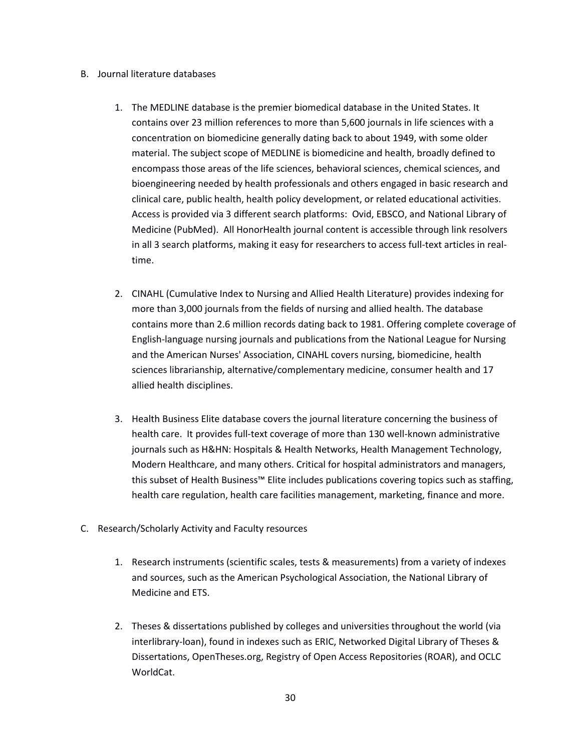B. Journal literature databases

   1. The MEDLINE database is the premier biomedical database in the United States. It contains over 23 million references to more than 5,600 journals in life sciences with a concentration on biomedicine generally dating back to about 1949, with some older material. The subject scope of MEDLINE is biomedicine and health, broadly defined to encompass those areas of the life sciences, behavioral sciences, chemical sciences, and bioengineering needed by health professionals and others engaged in basic research and clinical care, public health, health policy development, or related educational activities. Access is provided via 3 different search platforms: Ovid, EBSCO, and National Library of Medicine (PubMed). All HonorHealth journal content is accessible through link resolvers in all 3 search platforms, making it easy for researchers to access full-text articles in real-time.

   2. CINAHL (Cumulative Index to Nursing and Allied Health Literature) provides indexing for more than 3,000 journals from the fields of nursing and allied health. The database contains more than 2.6 million records dating back to 1981. Offering complete coverage of English-language nursing journals and publications from the National League for Nursing and the American Nurses' Association, CINAHL covers nursing, biomedicine, health sciences librarianship, alternative/complementary medicine, consumer health and 17 allied health disciplines.

   3. Health Business Elite database covers the journal literature concerning the business of health care. It provides full-text coverage of more than 130 well-known administrative journals such as H&HN: Hospitals & Health Networks, Health Management Technology, Modern Healthcare, and many others. Critical for hospital administrators and managers, this subset of Health Business™ Elite includes publications covering topics such as staffing, health care regulation, health care facilities management, marketing, finance and more.

C. Research/Scholarly Activity and Faculty resources

   1. Research instruments (scientific scales, tests & measurements) from a variety of indexes and sources, such as the American Psychological Association, the National Library of Medicine and ETS.

   2. Theses & dissertations published by colleges and universities throughout the world (via interlibrary-loan), found in indexes such as ERIC, Networked Digital Library of Theses & Dissertations, OpenTheses.org, Registry of Open Access Repositories (ROAR), and OCLC WorldCat.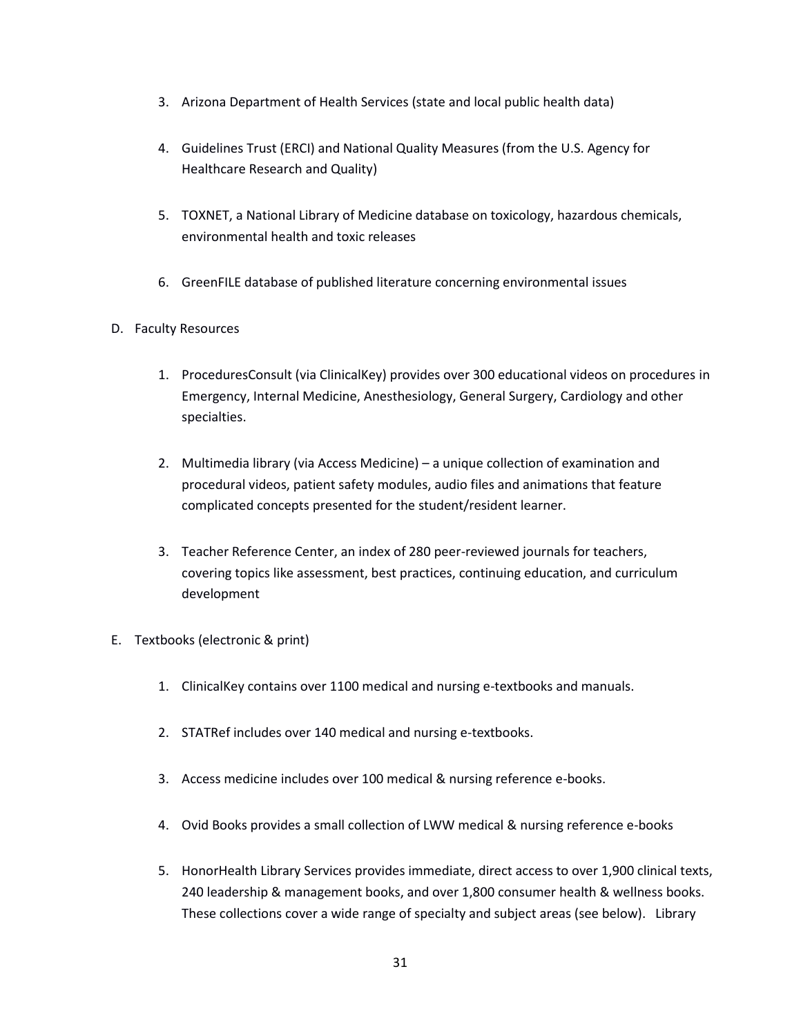3. Arizona Department of Health Services (state and local public health data)

4. Guidelines Trust (ERCI) and National Quality Measures (from the U.S. Agency for Healthcare Research and Quality)

5. TOXNET, a National Library of Medicine database on toxicology, hazardous chemicals, environmental health and toxic releases

6. GreenFILE database of published literature concerning environmental issues

D. Faculty Resources

1. ProceduresConsult (via ClinicalKey) provides over 300 educational videos on procedures in Emergency, Internal Medicine, Anesthesiology, General Surgery, Cardiology and other specialties.

2. Multimedia library (via Access Medicine) – a unique collection of examination and procedural videos, patient safety modules, audio files and animations that feature complicated concepts presented for the student/resident learner.

3. Teacher Reference Center, an index of 280 peer-reviewed journals for teachers, covering topics like assessment, best practices, continuing education, and curriculum development

E. Textbooks (electronic & print)

1. ClinicalKey contains over 1100 medical and nursing e-textbooks and manuals.

2. STATRef includes over 140 medical and nursing e-textbooks.

3. Access medicine includes over 100 medical & nursing reference e-books.

4. Ovid Books provides a small collection of LWW medical & nursing reference e-books

5. HonorHealth Library Services provides immediate, direct access to over 1,900 clinical texts, 240 leadership & management books, and over 1,800 consumer health & wellness books. These collections cover a wide range of specialty and subject areas (see below). Library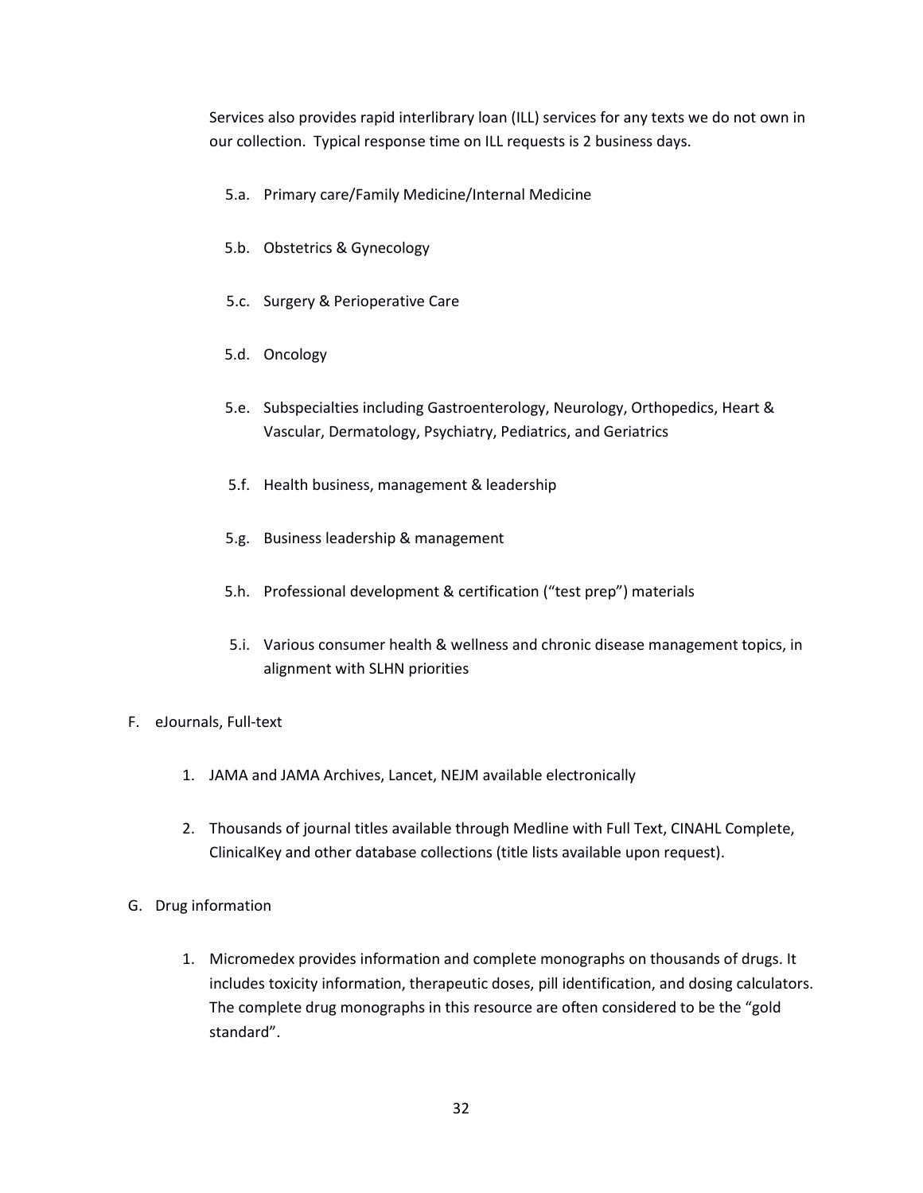Services also provides rapid interlibrary loan (ILL) services for any texts we do not own in our collection. Typical response time on ILL requests is 2 business days.

- 5.a. Primary care/Family Medicine/Internal Medicine
- 5.b. Obstetrics & Gynecology
- 5.c. Surgery & Perioperative Care
- 5.d. Oncology
- 5.e. Subspecialties including Gastroenterology, Neurology, Orthopedics, Heart & Vascular, Dermatology, Psychiatry, Pediatrics, and Geriatrics
- 5.f. Health business, management & leadership
- 5.g. Business leadership & management
- 5.h. Professional development & certification ("test prep") materials
- 5.i. Various consumer health & wellness and chronic disease management topics, in alignment with SLHN priorities

F. eJournals, Full-text

1. JAMA and JAMA Archives, Lancet, NEJM available electronically
2. Thousands of journal titles available through Medline with Full Text, CINAHL Complete, ClinicalKey and other database collections (title lists available upon request).

G. Drug information

1. Micromedex provides information and complete monographs on thousands of drugs. It includes toxicity information, therapeutic doses, pill identification, and dosing calculators. The complete drug monographs in this resource are often considered to be the "gold standard".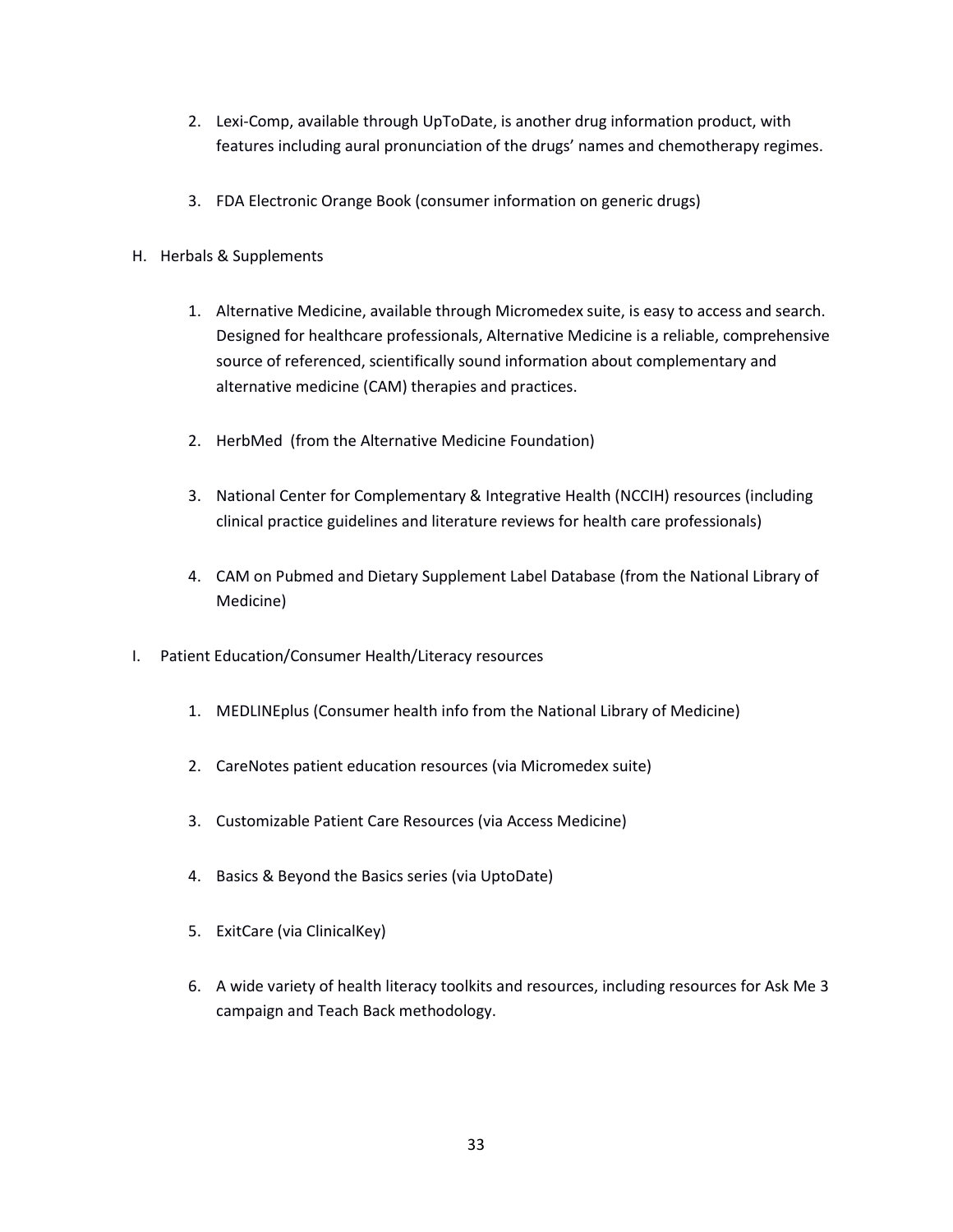2. Lexi-Comp, available through UpToDate, is another drug information product, with features including aural pronunciation of the drugs' names and chemotherapy regimes.

3. FDA Electronic Orange Book (consumer information on generic drugs)

H. Herbals & Supplements

1. Alternative Medicine, available through Micromedex suite, is easy to access and search. Designed for healthcare professionals, Alternative Medicine is a reliable, comprehensive source of referenced, scientifically sound information about complementary and alternative medicine (CAM) therapies and practices.

2. HerbMed (from the Alternative Medicine Foundation)

3. National Center for Complementary & Integrative Health (NCCIH) resources (including clinical practice guidelines and literature reviews for health care professionals)

4. CAM on Pubmed and Dietary Supplement Label Database (from the National Library of Medicine)

I. Patient Education/Consumer Health/Literacy resources

1. MEDLINEplus (Consumer health info from the National Library of Medicine)

2. CareNotes patient education resources (via Micromedex suite)

3. Customizable Patient Care Resources (via Access Medicine)

4. Basics & Beyond the Basics series (via UptoDate)

5. ExitCare (via ClinicalKey)

6. A wide variety of health literacy toolkits and resources, including resources for Ask Me 3 campaign and Teach Back methodology.